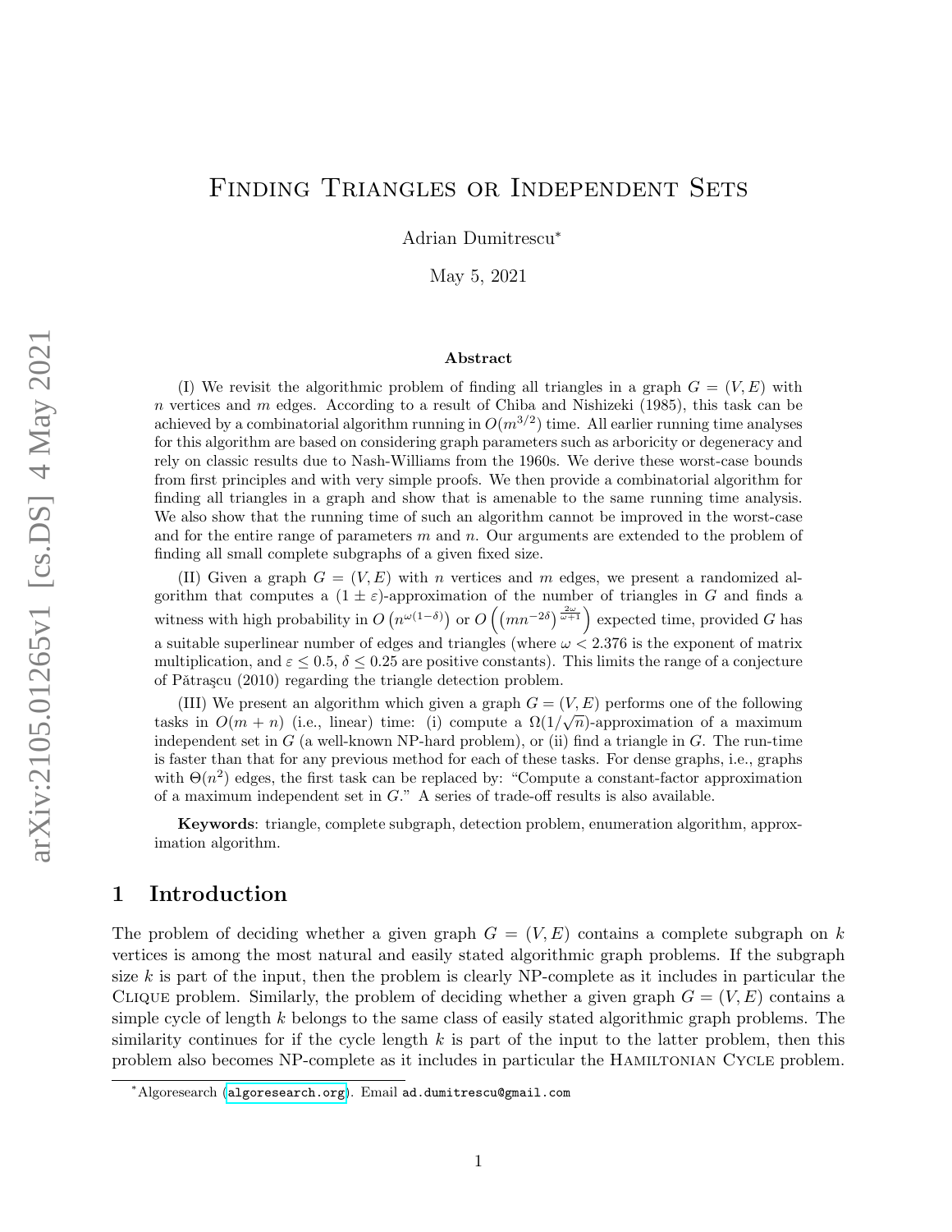# Finding Triangles or Independent Sets

Adrian Dumitrescu[*]

May 5, 2021

### Abstract

(I) We revisit the algorithmic problem of finding all triangles in a graph $G = (V, E)$ with $n$ vertices and $m$ edges. According to a result of Chiba and Nishizeki (1985), this task can be achieved by a combinatorial algorithm running in $O(m^{3/2})$ time. All earlier running time analyses for this algorithm are based on considering graph parameters such as arboricity or degeneracy and rely on classic results due to Nash-Williams from the 1960s. We derive these worst-case bounds from first principles and with very simple proofs. We then provide a combinatorial algorithm for finding all triangles in a graph and show that is amenable to the same running time analysis. We also show that the running time of such an algorithm cannot be improved in the worst-case and for the entire range of parameters $m$ and $n$. Our arguments are extended to the problem of finding all small complete subgraphs of a given fixed size.

(II) Given a graph $G = (V, E)$ with $n$ vertices and $m$ edges, we present a randomized algorithm that computes a $(1 \pm \varepsilon)$-approximation of the number of triangles in $G$ and finds a witness with high probability in $O\left(n^{\omega(1-\delta)}\right)$ or $O\left(\left(mn^{-2\delta}\right)^{\frac{2\omega}{\omega+1}}\right)$ expected time, provided $G$ has a suitable superlinear number of edges and triangles (where $\omega < 2.376$ is the exponent of matrix multiplication, and $\varepsilon \leq 0.5$, $\delta \leq 0.25$ are positive constants). This limits the range of a conjecture of Pătraşcu (2010) regarding the triangle detection problem.

(III) We present an algorithm which given a graph $G = (V, E)$ performs one of the following tasks in $O(m + n)$ (i.e., linear) time: (i) compute a $\Omega(1/\sqrt{n})$-approximation of a maximum independent set in $G$ (a well-known NP-hard problem), or (ii) find a triangle in $G$. The run-time is faster than that for any previous method for each of these tasks. For dense graphs, i.e., graphs with $\Theta(n^2)$ edges, the first task can be replaced by: "Compute a constant-factor approximation of a maximum independent set in $G$." A series of trade-off results is also available.

**Keywords**: triangle, complete subgraph, detection problem, enumeration algorithm, approximation algorithm.

## 1 Introduction

The problem of deciding whether a given graph $G = (V, E)$ contains a complete subgraph on $k$ vertices is among the most natural and easily stated algorithmic graph problems. If the subgraph size $k$ is part of the input, then the problem is clearly NP-complete as it includes in particular the Clique problem. Similarly, the problem of deciding whether a given graph $G = (V, E)$ contains a simple cycle of length $k$ belongs to the same class of easily stated algorithmic graph problems. The similarity continues for if the cycle length $k$ is part of the input to the latter problem, then this problem also becomes NP-complete as it includes in particular the Hamiltonian Cycle problem.

[*] Algoresearch (algoresearch.org). Email ad.dumitrescu@gmail.com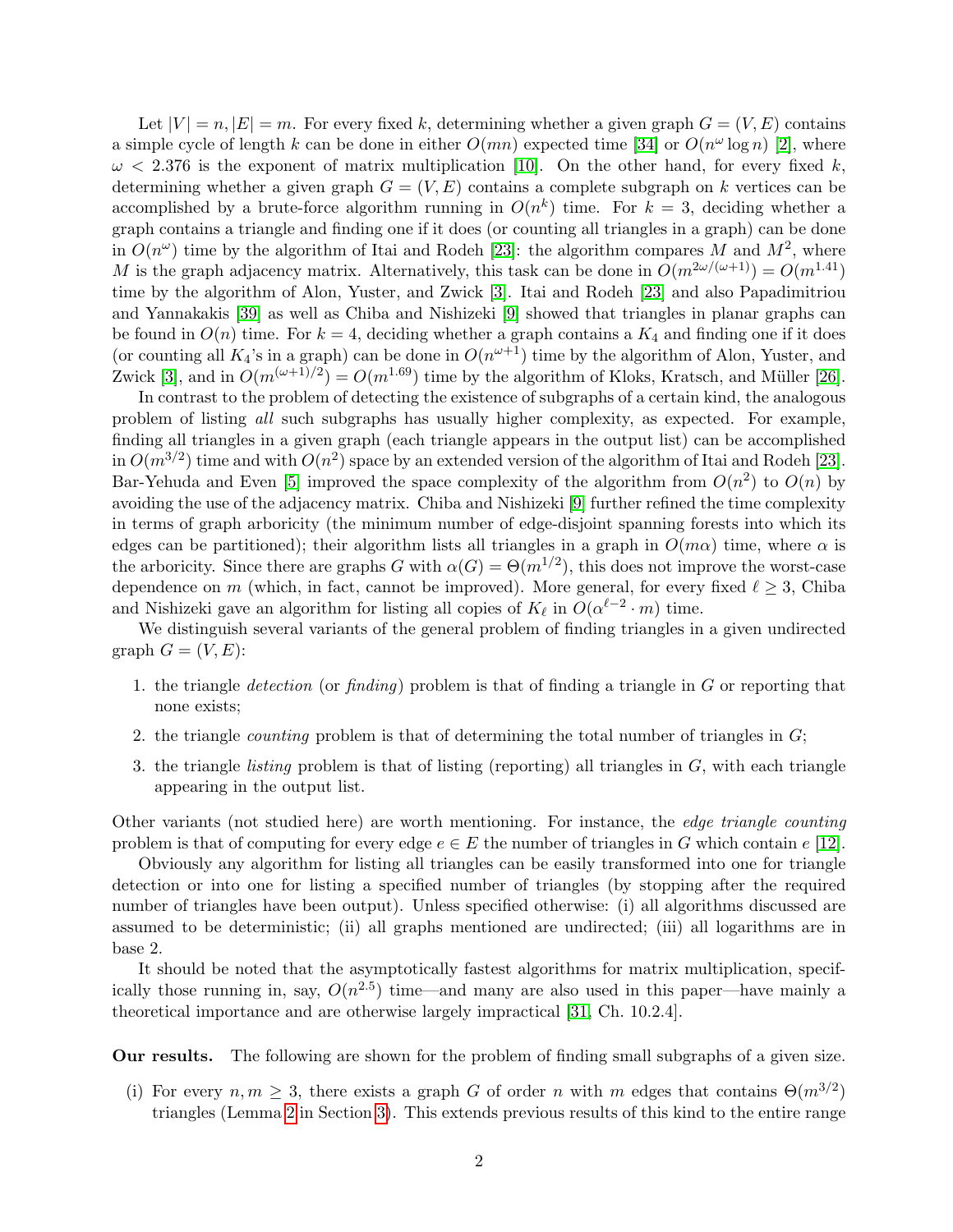Let $|V| = n, |E| = m$. For every fixed $k$, determining whether a given graph $G = (V, E)$ contains a simple cycle of length $k$ can be done in either $O(mn)$ expected time [34] or $O(n^\omega \log n)$ [2], where $\omega < 2.376$ is the exponent of matrix multiplication [10]. On the other hand, for every fixed $k$, determining whether a given graph $G = (V, E)$ contains a complete subgraph on $k$ vertices can be accomplished by a brute-force algorithm running in $O(n^k)$ time. For $k = 3$, deciding whether a graph contains a triangle and finding one if it does (or counting all triangles in a graph) can be done in $O(n^\omega)$ time by the algorithm of Itai and Rodeh [23]: the algorithm compares $M$ and $M^2$, where $M$ is the graph adjacency matrix. Alternatively, this task can be done in $O(m^{2\omega/(\omega+1)}) = O(m^{1.41})$ time by the algorithm of Alon, Yuster, and Zwick [3]. Itai and Rodeh [23] and also Papadimitriou and Yannakakis [39] as well as Chiba and Nishizeki [9] showed that triangles in planar graphs can be found in $O(n)$ time. For $k = 4$, deciding whether a graph contains a $K_4$ and finding one if it does (or counting all $K_4$'s in a graph) can be done in $O(n^{\omega+1})$ time by the algorithm of Alon, Yuster, and Zwick [3], and in $O(m^{(\omega+1)/2}) = O(m^{1.69})$ time by the algorithm of Kloks, Kratsch, and Müller [26].

In contrast to the problem of detecting the existence of subgraphs of a certain kind, the analogous problem of listing *all* such subgraphs has usually higher complexity, as expected. For example, finding all triangles in a given graph (each triangle appears in the output list) can be accomplished in $O(m^{3/2})$ time and with $O(n^2)$ space by an extended version of the algorithm of Itai and Rodeh [23]. Bar-Yehuda and Even [5] improved the space complexity of the algorithm from $O(n^2)$ to $O(n)$ by avoiding the use of the adjacency matrix. Chiba and Nishizeki [9] further refined the time complexity in terms of graph arboricity (the minimum number of edge-disjoint spanning forests into which its edges can be partitioned); their algorithm lists all triangles in a graph in $O(m\alpha)$ time, where $\alpha$ is the arboricity. Since there are graphs $G$ with $\alpha(G) = \Theta(m^{1/2})$, this does not improve the worst-case dependence on $m$ (which, in fact, cannot be improved). More general, for every fixed $\ell \geq 3$, Chiba and Nishizeki gave an algorithm for listing all copies of $K_\ell$ in $O(\alpha^{\ell-2} \cdot m)$ time.

We distinguish several variants of the general problem of finding triangles in a given undirected graph $G = (V, E)$:

1. the triangle *detection* (or *finding*) problem is that of finding a triangle in $G$ or reporting that none exists;
2. the triangle *counting* problem is that of determining the total number of triangles in $G$;
3. the triangle *listing* problem is that of listing (reporting) all triangles in $G$, with each triangle appearing in the output list.

Other variants (not studied here) are worth mentioning. For instance, the *edge triangle counting* problem is that of computing for every edge $e \in E$ the number of triangles in $G$ which contain $e$ [12].

Obviously any algorithm for listing all triangles can be easily transformed into one for triangle detection or into one for listing a specified number of triangles (by stopping after the required number of triangles have been output). Unless specified otherwise: (i) all algorithms discussed are assumed to be deterministic; (ii) all graphs mentioned are undirected; (iii) all logarithms are in base 2.

It should be noted that the asymptotically fastest algorithms for matrix multiplication, specifically those running in, say, $O(n^{2.5})$ time—and many are also used in this paper—have mainly a theoretical importance and are otherwise largely impractical [31, Ch. 10.2.4].

**Our results.** The following are shown for the problem of finding small subgraphs of a given size.

(i) For every $n, m \geq 3$, there exists a graph $G$ of order $n$ with $m$ edges that contains $\Theta(m^{3/2})$ triangles (Lemma 2 in Section 3). This extends previous results of this kind to the entire range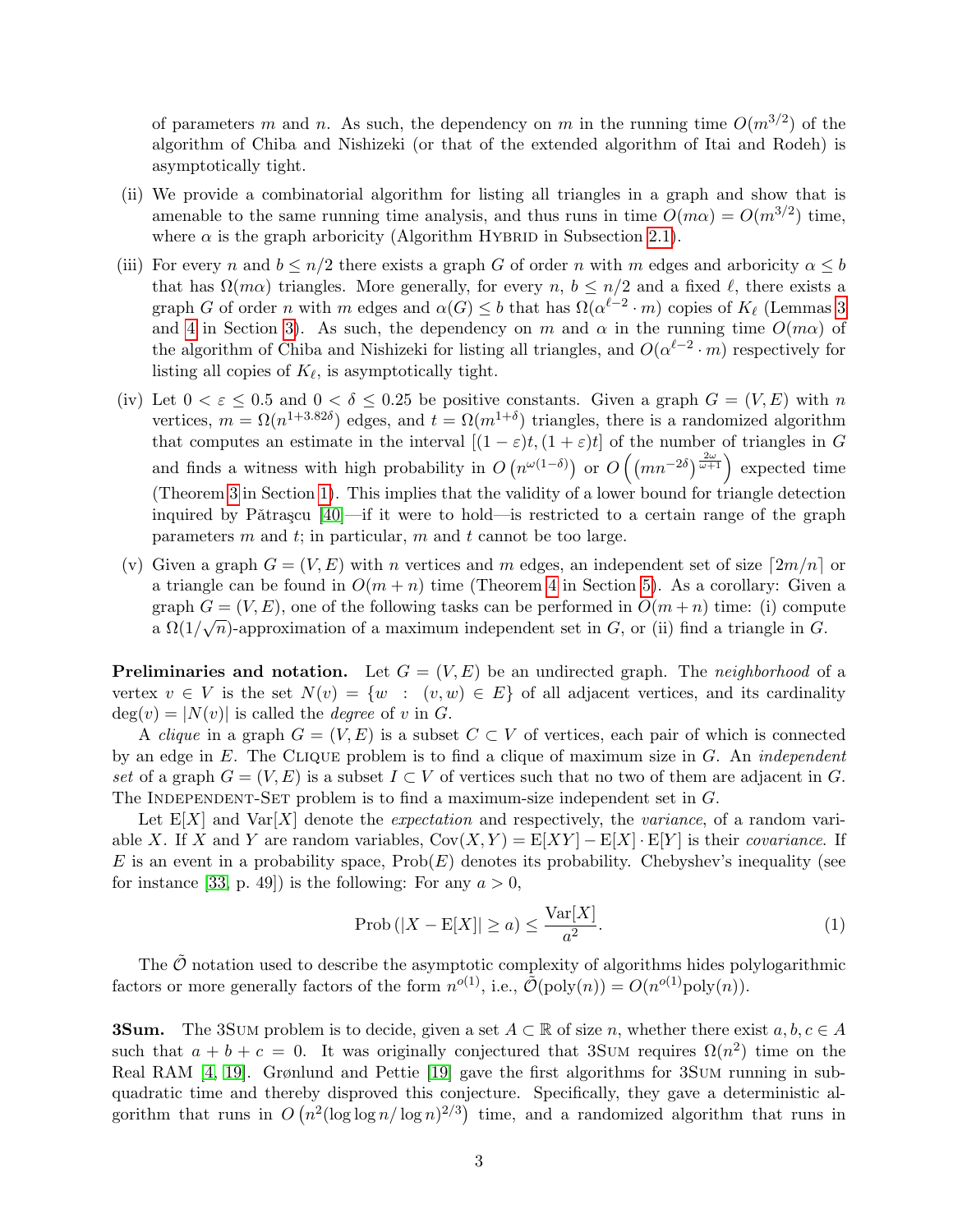of parameters $m$ and $n$. As such, the dependency on $m$ in the running time $O(m^{3/2})$ of the algorithm of Chiba and Nishizeki (or that of the extended algorithm of Itai and Rodeh) is asymptotically tight.

(ii) We provide a combinatorial algorithm for listing all triangles in a graph and show that is amenable to the same running time analysis, and thus runs in time $O(m\alpha) = O(m^{3/2})$ time, where $\alpha$ is the graph arboricity (Algorithm Hybrid in Subsection 2.1).

(iii) For every $n$ and $b \leq n/2$ there exists a graph $G$ of order $n$ with $m$ edges and arboricity $\alpha \leq b$ that has $\Omega(m\alpha)$ triangles. More generally, for every $n$, $b \leq n/2$ and a fixed $\ell$, there exists a graph $G$ of order $n$ with $m$ edges and $\alpha(G) \leq b$ that has $\Omega(\alpha^{\ell-2} \cdot m)$ copies of $K_\ell$ (Lemmas 3 and 4 in Section 3). As such, the dependency on $m$ and $\alpha$ in the running time $O(m\alpha)$ of the algorithm of Chiba and Nishizeki for listing all triangles, and $O(\alpha^{\ell-2} \cdot m)$ respectively for listing all copies of $K_\ell$, is asymptotically tight.

(iv) Let $0 < \varepsilon \leq 0.5$ and $0 < \delta \leq 0.25$ be positive constants. Given a graph $G = (V, E)$ with $n$ vertices, $m = \Omega(n^{1+3.82\delta})$ edges, and $t = \Omega(m^{1+\delta})$ triangles, there is a randomized algorithm that computes an estimate in the interval $[(1-\varepsilon)t, (1+\varepsilon)t]$ of the number of triangles in $G$ and finds a witness with high probability in $O\left(n^{\omega(1-\delta)}\right)$ or $O\left(\left(mn^{-2\delta}\right)^{\frac{2\omega}{\omega+1}}\right)$ expected time (Theorem 3 in Section 1). This implies that the validity of a lower bound for triangle detection inquired by Pătraşcu [40]—if it were to hold—is restricted to a certain range of the graph parameters $m$ and $t$; in particular, $m$ and $t$ cannot be too large.

(v) Given a graph $G = (V, E)$ with $n$ vertices and $m$ edges, an independent set of size $\lceil 2m/n \rceil$ or a triangle can be found in $O(m + n)$ time (Theorem 4 in Section 5). As a corollary: Given a graph $G = (V, E)$, one of the following tasks can be performed in $O(m + n)$ time: (i) compute a $\Omega(1/\sqrt{n})$-approximation of a maximum independent set in $G$, or (ii) find a triangle in $G$.

**Preliminaries and notation.** Let $G = (V, E)$ be an undirected graph. The *neighborhood* of a vertex $v \in V$ is the set $N(v) = \{w : (v, w) \in E\}$ of all adjacent vertices, and its cardinality $\deg(v) = |N(v)|$ is called the *degree* of $v$ in $G$.

A *clique* in a graph $G = (V, E)$ is a subset $C \subset V$ of vertices, each pair of which is connected by an edge in $E$. The Clique problem is to find a clique of maximum size in $G$. An *independent set* of a graph $G = (V, E)$ is a subset $I \subset V$ of vertices such that no two of them are adjacent in $G$. The Independent-Set problem is to find a maximum-size independent set in $G$.

Let $\mathrm{E}[X]$ and $\mathrm{Var}[X]$ denote the *expectation* and respectively, the *variance*, of a random variable $X$. If $X$ and $Y$ are random variables, $\mathrm{Cov}(X, Y) = \mathrm{E}[XY] - \mathrm{E}[X] \cdot \mathrm{E}[Y]$ is their *covariance*. If $E$ is an event in a probability space, $\mathrm{Prob}(E)$ denotes its probability. Chebyshev's inequality (see for instance [33, p. 49]) is the following: For any $a > 0$,

$$\mathrm{Prob}\left(|X - \mathrm{E}[X]| \geq a\right) \leq \frac{\mathrm{Var}[X]}{a^2}. \tag{1}$$

The $\tilde{\mathcal{O}}$ notation used to describe the asymptotic complexity of algorithms hides polylogarithmic factors or more generally factors of the form $n^{o(1)}$, i.e., $\tilde{\mathcal{O}}(\mathrm{poly}(n)) = O(n^{o(1)}\mathrm{poly}(n))$.

**3Sum.** The 3Sum problem is to decide, given a set $A \subset \mathbb{R}$ of size $n$, whether there exist $a, b, c \in A$ such that $a + b + c = 0$. It was originally conjectured that 3Sum requires $\Omega(n^2)$ time on the Real RAM [4, 19]. Grønlund and Pettie [19] gave the first algorithms for 3Sum running in subquadratic time and thereby disproved this conjecture. Specifically, they gave a deterministic algorithm that runs in $O\left(n^2(\log\log n/\log n)^{2/3}\right)$ time, and a randomized algorithm that runs in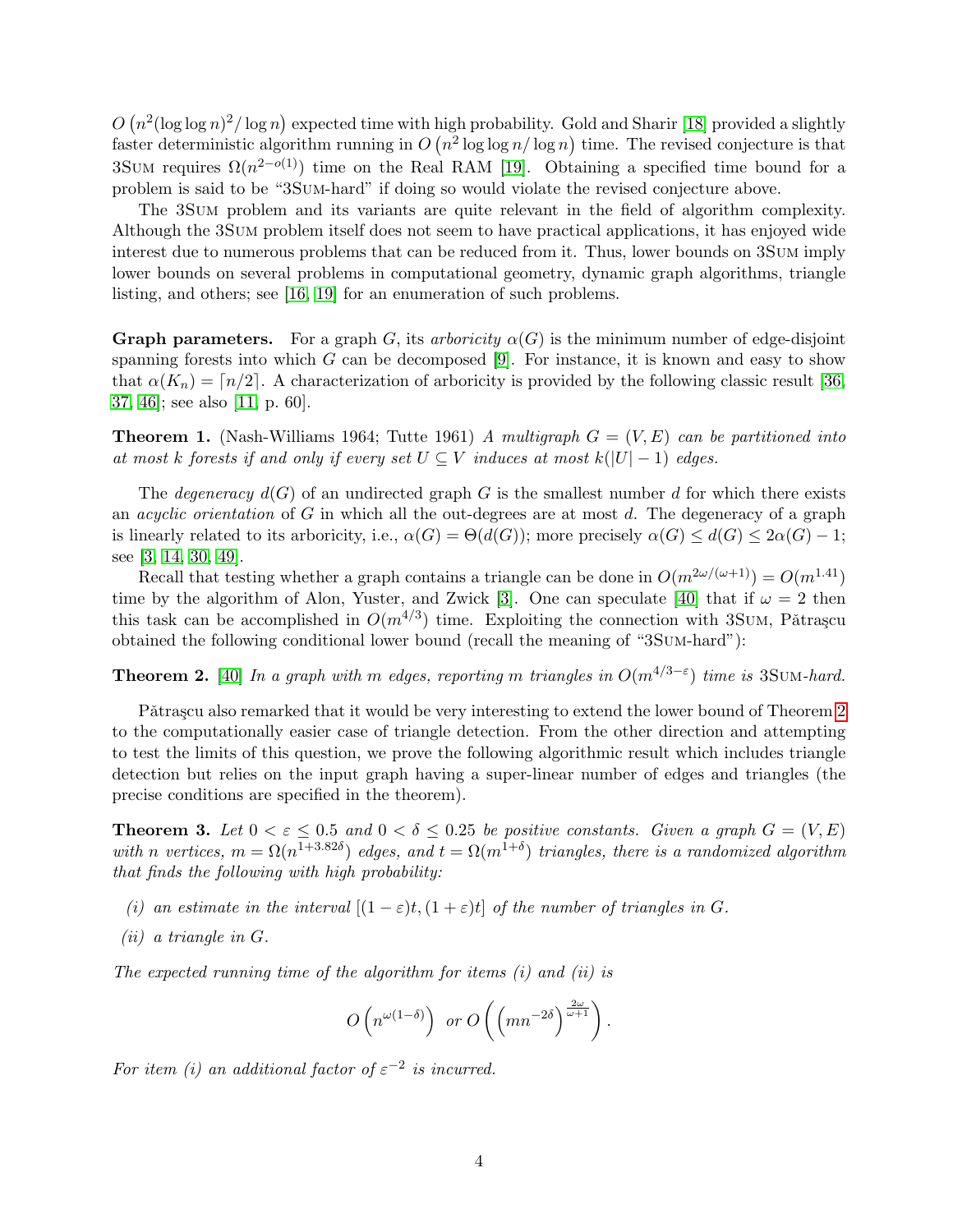$O\left(n^2(\log\log n)^2/\log n\right)$ expected time with high probability. Gold and Sharir [18] provided a slightly faster deterministic algorithm running in $O\left(n^2 \log\log n/\log n\right)$ time. The revised conjecture is that 3Sum requires $\Omega(n^{2-o(1)})$ time on the Real RAM [19]. Obtaining a specified time bound for a problem is said to be "3Sum-hard" if doing so would violate the revised conjecture above.

The 3Sum problem and its variants are quite relevant in the field of algorithm complexity. Although the 3Sum problem itself does not seem to have practical applications, it has enjoyed wide interest due to numerous problems that can be reduced from it. Thus, lower bounds on 3Sum imply lower bounds on several problems in computational geometry, dynamic graph algorithms, triangle listing, and others; see [16, 19] for an enumeration of such problems.

**Graph parameters.** For a graph $G$, its *arboricity* $\alpha(G)$ is the minimum number of edge-disjoint spanning forests into which $G$ can be decomposed [9]. For instance, it is known and easy to show that $\alpha(K_n) = \lceil n/2 \rceil$. A characterization of arboricity is provided by the following classic result [36, 37, 46]; see also [11, p. 60].

**Theorem 1.** (Nash-Williams 1964; Tutte 1961) *A multigraph $G = (V, E)$ can be partitioned into at most $k$ forests if and only if every set $U \subseteq V$ induces at most $k(|U| - 1)$ edges.*

The *degeneracy* $d(G)$ of an undirected graph $G$ is the smallest number $d$ for which there exists an *acyclic orientation* of $G$ in which all the out-degrees are at most $d$. The degeneracy of a graph is linearly related to its arboricity, i.e., $\alpha(G) = \Theta(d(G))$; more precisely $\alpha(G) \leq d(G) \leq 2\alpha(G) - 1$; see [3, 14, 30, 49].

Recall that testing whether a graph contains a triangle can be done in $O(m^{2\omega/(\omega+1)}) = O(m^{1.41})$ time by the algorithm of Alon, Yuster, and Zwick [3]. One can speculate [40] that if $\omega = 2$ then this task can be accomplished in $O(m^{4/3})$ time. Exploiting the connection with 3Sum, Pătraşcu obtained the following conditional lower bound (recall the meaning of "3Sum-hard"):

**Theorem 2.** [40] *In a graph with $m$ edges, reporting $m$ triangles in $O(m^{4/3-\varepsilon})$ time is* 3Sum*-hard.*

Pătraşcu also remarked that it would be very interesting to extend the lower bound of Theorem 2 to the computationally easier case of triangle detection. From the other direction and attempting to test the limits of this question, we prove the following algorithmic result which includes triangle detection but relies on the input graph having a super-linear number of edges and triangles (the precise conditions are specified in the theorem).

**Theorem 3.** *Let $0 < \varepsilon \leq 0.5$ and $0 < \delta \leq 0.25$ be positive constants. Given a graph $G = (V, E)$ with $n$ vertices, $m = \Omega(n^{1+3.82\delta})$ edges, and $t = \Omega(m^{1+\delta})$ triangles, there is a randomized algorithm that finds the following with high probability:*

*(i) an estimate in the interval $[(1-\varepsilon)t, (1+\varepsilon)t]$ of the number of triangles in $G$.*

*(ii) a triangle in $G$.*

*The expected running time of the algorithm for items (i) and (ii) is*

$$O\left(n^{\omega(1-\delta)}\right) \text{ or } O\left(\left(mn^{-2\delta}\right)^{\frac{2\omega}{\omega+1}}\right).$$

*For item (i) an additional factor of $\varepsilon^{-2}$ is incurred.*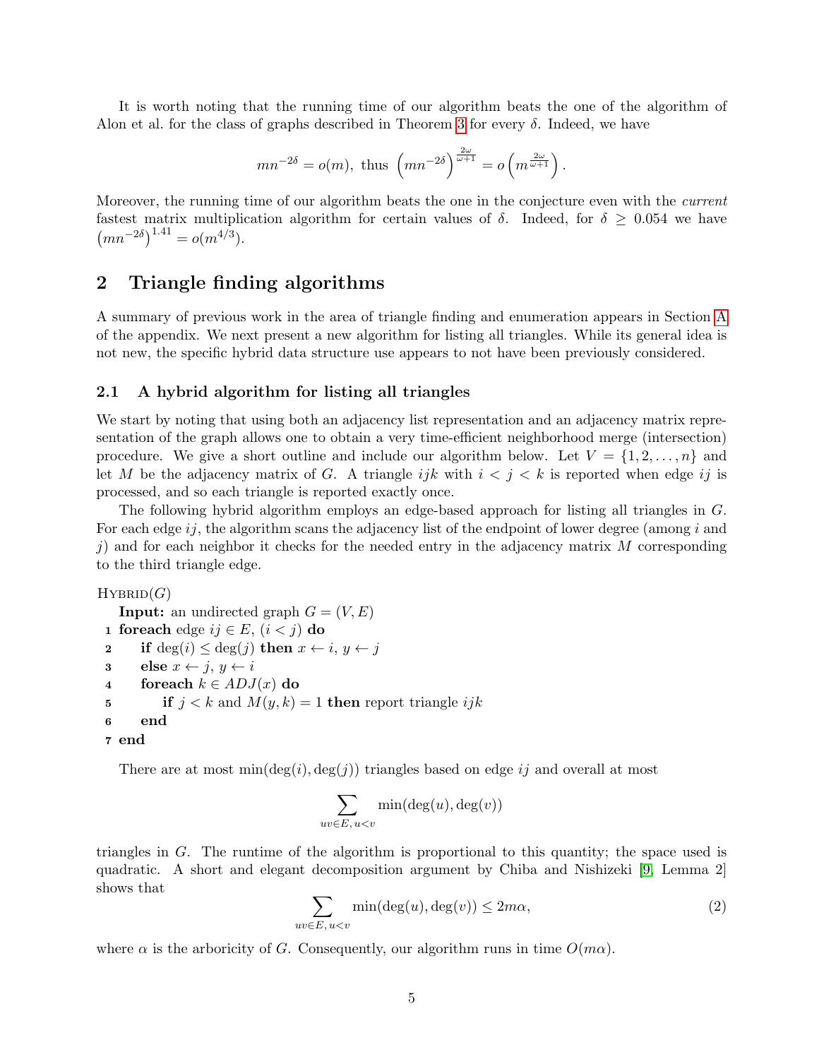It is worth noting that the running time of our algorithm beats the one of the algorithm of Alon et al. for the class of graphs described in Theorem 3 for every $\delta$. Indeed, we have

$$mn^{-2\delta} = o(m), \text{ thus } \left(mn^{-2\delta}\right)^{\frac{2\omega}{\omega+1}} = o\left(m^{\frac{2\omega}{\omega+1}}\right).$$

Moreover, the running time of our algorithm beats the one in the conjecture even with the *current* fastest matrix multiplication algorithm for certain values of $\delta$. Indeed, for $\delta \geq 0.054$ we have $\left(mn^{-2\delta}\right)^{1.41} = o(m^{4/3})$.

## 2 Triangle finding algorithms

A summary of previous work in the area of triangle finding and enumeration appears in Section A of the appendix. We next present a new algorithm for listing all triangles. While its general idea is not new, the specific hybrid data structure use appears to not have been previously considered.

### 2.1 A hybrid algorithm for listing all triangles

We start by noting that using both an adjacency list representation and an adjacency matrix representation of the graph allows one to obtain a very time-efficient neighborhood merge (intersection) procedure. We give a short outline and include our algorithm below. Let $V = \{1, 2, \ldots, n\}$ and let $M$ be the adjacency matrix of $G$. A triangle $ijk$ with $i < j < k$ is reported when edge $ij$ is processed, and so each triangle is reported exactly once.

The following hybrid algorithm employs an edge-based approach for listing all triangles in $G$. For each edge $ij$, the algorithm scans the adjacency list of the endpoint of lower degree (among $i$ and $j$) and for each neighbor it checks for the needed entry in the adjacency matrix $M$ corresponding to the third triangle edge.

```
HYBRID(G)
   Input: an undirected graph G = (V, E)
 1 foreach edge ij ∈ E, (i < j) do
 2     if deg(i) ≤ deg(j) then x ← i, y ← j
 3     else x ← j, y ← i
 4     foreach k ∈ ADJ(x) do
 5         if j < k and M(y, k) = 1 then report triangle ijk
 6     end
 7 end
```

There are at most $\min(\deg(i), \deg(j))$ triangles based on edge $ij$ and overall at most

$$\sum_{uv \in E,\, u<v} \min(\deg(u), \deg(v))$$

triangles in $G$. The runtime of the algorithm is proportional to this quantity; the space used is quadratic. A short and elegant decomposition argument by Chiba and Nishizeki [9, Lemma 2] shows that

$$\sum_{uv \in E,\, u<v} \min(\deg(u), \deg(v)) \leq 2m\alpha, \tag{2}$$

where $\alpha$ is the arboricity of $G$. Consequently, our algorithm runs in time $O(m\alpha)$.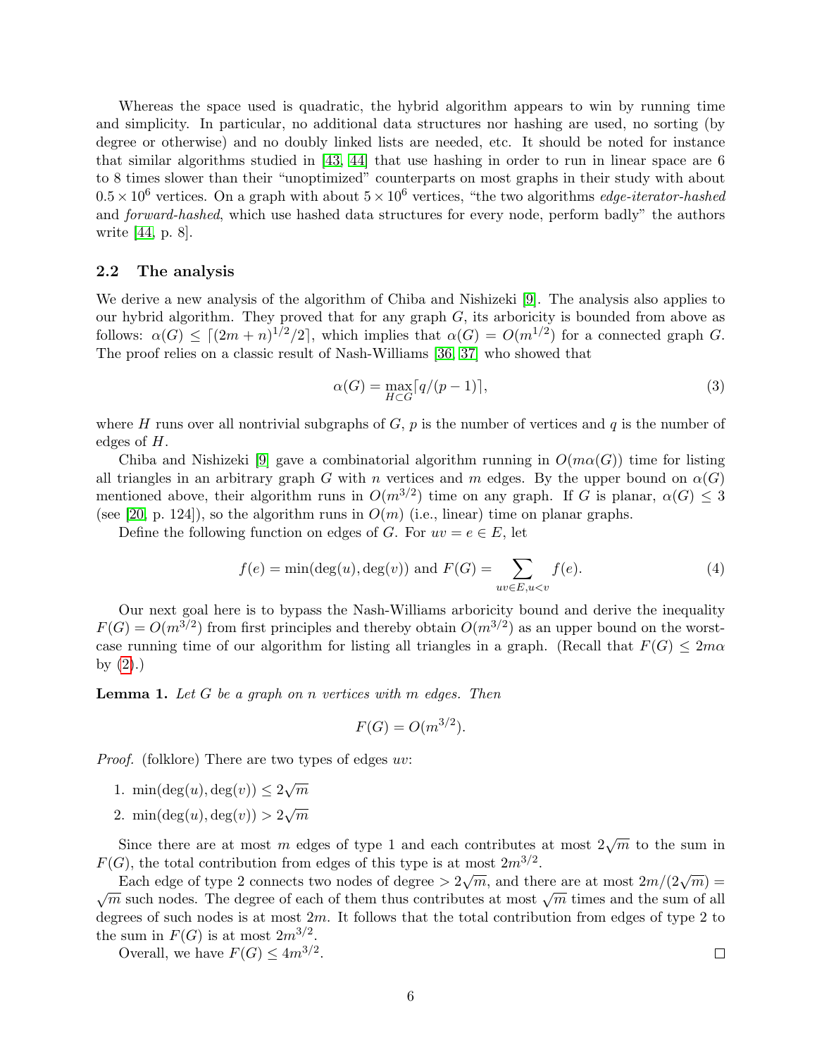Whereas the space used is quadratic, the hybrid algorithm appears to win by running time and simplicity. In particular, no additional data structures nor hashing are used, no sorting (by degree or otherwise) and no doubly linked lists are needed, etc. It should be noted for instance that similar algorithms studied in [43, 44] that use hashing in order to run in linear space are 6 to 8 times slower than their "unoptimized" counterparts on most graphs in their study with about $0.5 \times 10^6$ vertices. On a graph with about $5 \times 10^6$ vertices, "the two algorithms *edge-iterator-hashed* and *forward-hashed*, which use hashed data structures for every node, perform badly" the authors write [44, p. 8].

### 2.2 The analysis

We derive a new analysis of the algorithm of Chiba and Nishizeki [9]. The analysis also applies to our hybrid algorithm. They proved that for any graph $G$, its arboricity is bounded from above as follows: $\alpha(G) \leq \lceil (2m+n)^{1/2}/2 \rceil$, which implies that $\alpha(G) = O(m^{1/2})$ for a connected graph $G$. The proof relies on a classic result of Nash-Williams [36, 37] who showed that

$$\alpha(G) = \max_{H \subset G} \lceil q/(p-1) \rceil, \tag{3}$$

where $H$ runs over all nontrivial subgraphs of $G$, $p$ is the number of vertices and $q$ is the number of edges of $H$.

Chiba and Nishizeki [9] gave a combinatorial algorithm running in $O(m\alpha(G))$ time for listing all triangles in an arbitrary graph $G$ with $n$ vertices and $m$ edges. By the upper bound on $\alpha(G)$ mentioned above, their algorithm runs in $O(m^{3/2})$ time on any graph. If $G$ is planar, $\alpha(G) \leq 3$ (see [20, p. 124]), so the algorithm runs in $O(m)$ (i.e., linear) time on planar graphs.

Define the following function on edges of $G$. For $uv = e \in E$, let

$$f(e) = \min(\deg(u), \deg(v)) \text{ and } F(G) = \sum_{uv \in E, u<v} f(e). \tag{4}$$

Our next goal here is to bypass the Nash-Williams arboricity bound and derive the inequality $F(G) = O(m^{3/2})$ from first principles and thereby obtain $O(m^{3/2})$ as an upper bound on the worst-case running time of our algorithm for listing all triangles in a graph. (Recall that $F(G) \leq 2m\alpha$ by (2).)

**Lemma 1.** *Let $G$ be a graph on $n$ vertices with $m$ edges. Then*

$$F(G) = O(m^{3/2}).$$

*Proof.* (folklore) There are two types of edges $uv$:

1. $\min(\deg(u), \deg(v)) \leq 2\sqrt{m}$
2. $\min(\deg(u), \deg(v)) > 2\sqrt{m}$

Since there are at most $m$ edges of type 1 and each contributes at most $2\sqrt{m}$ to the sum in $F(G)$, the total contribution from edges of this type is at most $2m^{3/2}$.

Each edge of type 2 connects two nodes of degree $> 2\sqrt{m}$, and there are at most $2m/(2\sqrt{m}) = \sqrt{m}$ such nodes. The degree of each of them thus contributes at most $\sqrt{m}$ times and the sum of all degrees of such nodes is at most $2m$. It follows that the total contribution from edges of type 2 to the sum in $F(G)$ is at most $2m^{3/2}$.

Overall, we have $F(G) \leq 4m^{3/2}$. □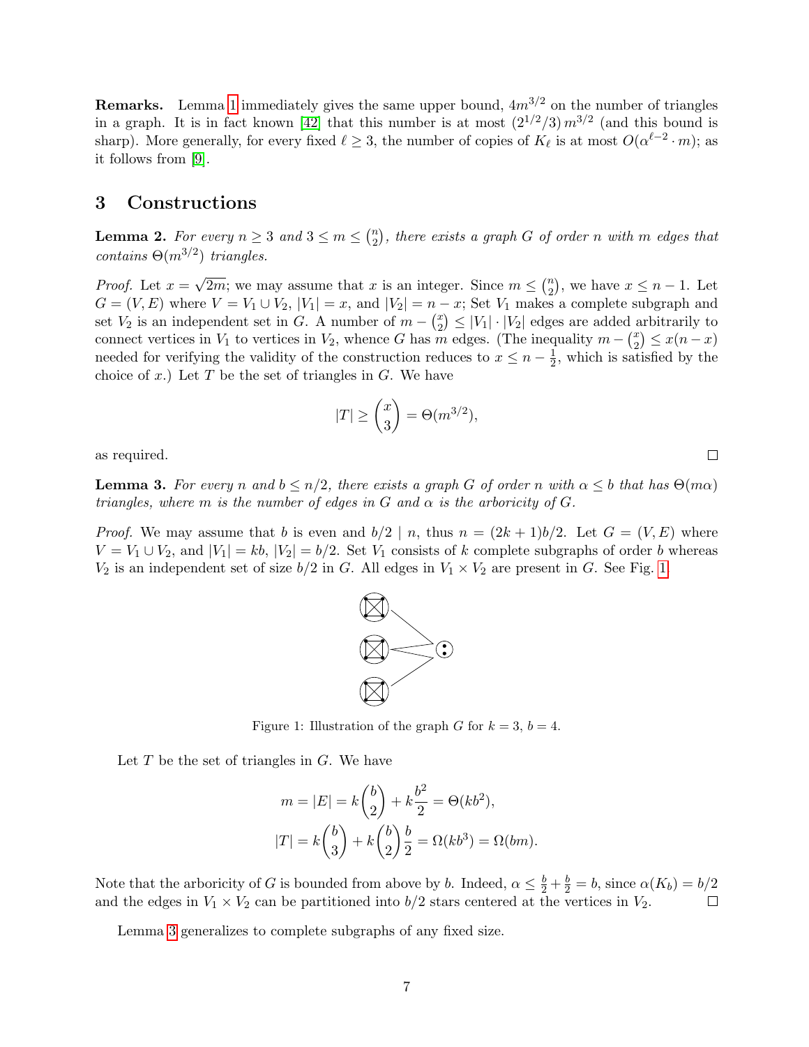**Remarks.** Lemma 1 immediately gives the same upper bound, $4m^{3/2}$ on the number of triangles in a graph. It is in fact known [42] that this number is at most $(2^{1/2}/3)\, m^{3/2}$ (and this bound is sharp). More generally, for every fixed $\ell \geq 3$, the number of copies of $K_\ell$ is at most $O(\alpha^{\ell-2} \cdot m)$; as it follows from [9].

## 3 Constructions

**Lemma 2.** *For every $n \geq 3$ and $3 \leq m \leq \binom{n}{2}$, there exists a graph $G$ of order $n$ with $m$ edges that contains $\Theta(m^{3/2})$ triangles.*

*Proof.* Let $x = \sqrt{2m}$; we may assume that $x$ is an integer. Since $m \leq \binom{n}{2}$, we have $x \leq n-1$. Let $G = (V, E)$ where $V = V_1 \cup V_2$, $|V_1| = x$, and $|V_2| = n - x$; Set $V_1$ makes a complete subgraph and set $V_2$ is an independent set in $G$. A number of $m - \binom{x}{2} \leq |V_1| \cdot |V_2|$ edges are added arbitrarily to connect vertices in $V_1$ to vertices in $V_2$, whence $G$ has $m$ edges. (The inequality $m - \binom{x}{2} \leq x(n-x)$ needed for verifying the validity of the construction reduces to $x \leq n - \frac{1}{2}$, which is satisfied by the choice of $x$.) Let $T$ be the set of triangles in $G$. We have

$$|T| \geq \binom{x}{3} = \Theta(m^{3/2}),$$

as required. □

**Lemma 3.** *For every $n$ and $b \leq n/2$, there exists a graph $G$ of order $n$ with $\alpha \leq b$ that has $\Theta(m\alpha)$ triangles, where $m$ is the number of edges in $G$ and $\alpha$ is the arboricity of $G$.*

*Proof.* We may assume that $b$ is even and $b/2 \mid n$, thus $n = (2k+1)b/2$. Let $G = (V, E)$ where $V = V_1 \cup V_2$, and $|V_1| = kb$, $|V_2| = b/2$. Set $V_1$ consists of $k$ complete subgraphs of order $b$ whereas $V_2$ is an independent set of size $b/2$ in $G$. All edges in $V_1 \times V_2$ are present in $G$. See Fig. 1.

Figure 1: Illustration of the graph $G$ for $k = 3$, $b = 4$.

Let $T$ be the set of triangles in $G$. We have

$$m = |E| = k\binom{b}{2} + k\frac{b^2}{2} = \Theta(kb^2),$$

$$|T| = k\binom{b}{3} + k\binom{b}{2}\frac{b}{2} = \Omega(kb^3) = \Omega(bm).$$

Note that the arboricity of $G$ is bounded from above by $b$. Indeed, $\alpha \leq \frac{b}{2} + \frac{b}{2} = b$, since $\alpha(K_b) = b/2$ and the edges in $V_1 \times V_2$ can be partitioned into $b/2$ stars centered at the vertices in $V_2$. □

Lemma 3 generalizes to complete subgraphs of any fixed size.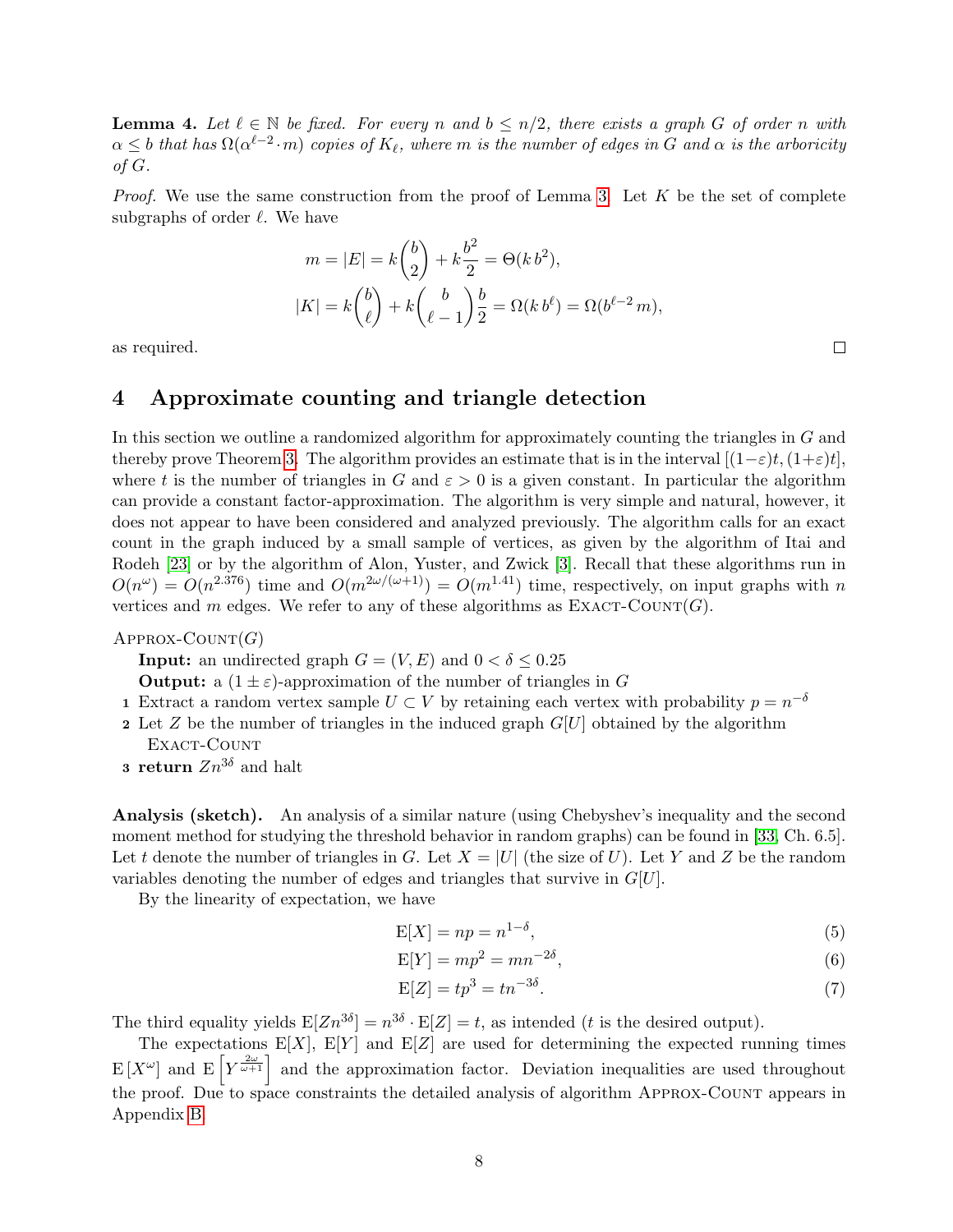**Lemma 4.** *Let $\ell \in \mathbb{N}$ be fixed. For every $n$ and $b \leq n/2$, there exists a graph $G$ of order $n$ with $\alpha \leq b$ that has $\Omega(\alpha^{\ell-2} \cdot m)$ copies of $K_\ell$, where $m$ is the number of edges in $G$ and $\alpha$ is the arboricity of $G$.*

*Proof.* We use the same construction from the proof of Lemma 3. Let $K$ be the set of complete subgraphs of order $\ell$. We have

$$m = |E| = k\binom{b}{2} + k\frac{b^2}{2} = \Theta(k\, b^2),$$

$$|K| = k\binom{b}{\ell} + k\binom{b}{\ell-1}\frac{b}{2} = \Omega(k\, b^\ell) = \Omega(b^{\ell-2}\, m),$$

as required. $\square$

## 4 Approximate counting and triangle detection

In this section we outline a randomized algorithm for approximately counting the triangles in $G$ and thereby prove Theorem 3. The algorithm provides an estimate that is in the interval $[(1-\varepsilon)t, (1+\varepsilon)t]$, where $t$ is the number of triangles in $G$ and $\varepsilon > 0$ is a given constant. In particular the algorithm can provide a constant factor-approximation. The algorithm is very simple and natural, however, it does not appear to have been considered and analyzed previously. The algorithm calls for an exact count in the graph induced by a small sample of vertices, as given by the algorithm of Itai and Rodeh [23] or by the algorithm of Alon, Yuster, and Zwick [3]. Recall that these algorithms run in $O(n^\omega) = O(n^{2.376})$ time and $O(m^{2\omega/(\omega+1)}) = O(m^{1.41})$ time, respectively, on input graphs with $n$ vertices and $m$ edges. We refer to any of these algorithms as Exact-Count($G$).

Approx-Count($G$)

**Input:** an undirected graph $G = (V, E)$ and $0 < \delta \leq 0.25$

**Output:** a $(1 \pm \varepsilon)$-approximation of the number of triangles in $G$

1. Extract a random vertex sample $U \subset V$ by retaining each vertex with probability $p = n^{-\delta}$
2. Let $Z$ be the number of triangles in the induced graph $G[U]$ obtained by the algorithm Exact-Count
3. **return** $Zn^{3\delta}$ and halt

**Analysis (sketch).** An analysis of a similar nature (using Chebyshev's inequality and the second moment method for studying the threshold behavior in random graphs) can be found in [33, Ch. 6.5]. Let $t$ denote the number of triangles in $G$. Let $X = |U|$ (the size of $U$). Let $Y$ and $Z$ be the random variables denoting the number of edges and triangles that survive in $G[U]$.

By the linearity of expectation, we have

$$\mathrm{E}[X] = np = n^{1-\delta}, \tag{5}$$

$$\mathrm{E}[Y] = mp^2 = mn^{-2\delta}, \tag{6}$$

$$\mathrm{E}[Z] = tp^3 = tn^{-3\delta}. \tag{7}$$

The third equality yields $\mathrm{E}[Zn^{3\delta}] = n^{3\delta} \cdot \mathrm{E}[Z] = t$, as intended ($t$ is the desired output).

The expectations $\mathrm{E}[X]$, $\mathrm{E}[Y]$ and $\mathrm{E}[Z]$ are used for determining the expected running times $\mathrm{E}[X^\omega]$ and $\mathrm{E}\left[Y^{\frac{2\omega}{\omega+1}}\right]$ and the approximation factor. Deviation inequalities are used throughout the proof. Due to space constraints the detailed analysis of algorithm Approx-Count appears in Appendix B.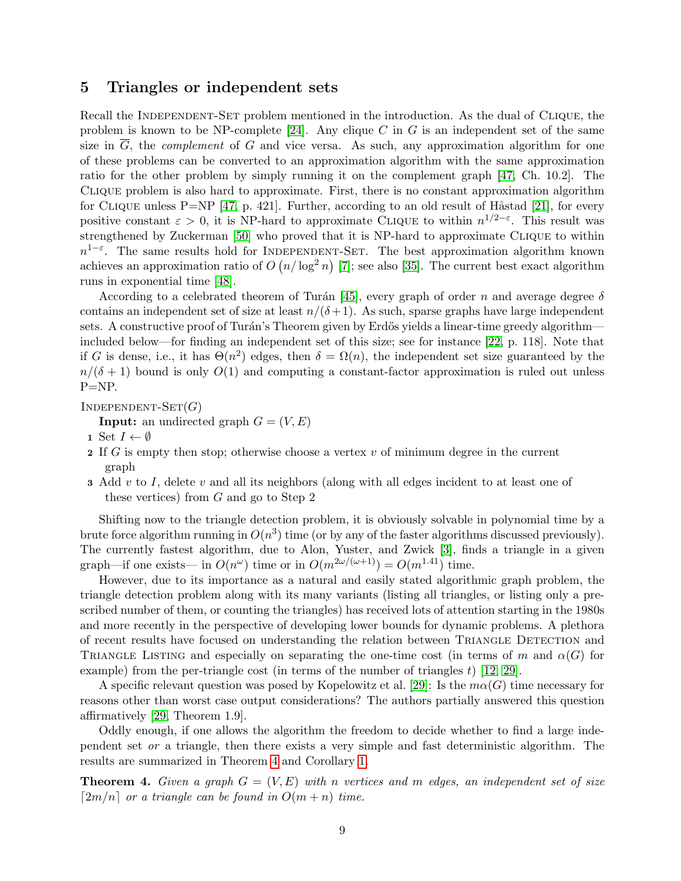## 5 Triangles or independent sets

Recall the Independent-Set problem mentioned in the introduction. As the dual of Clique, the problem is known to be NP-complete [24]. Any clique $C$ in $G$ is an independent set of the same size in $\overline{G}$, the *complement* of $G$ and vice versa. As such, any approximation algorithm for one of these problems can be converted to an approximation algorithm with the same approximation ratio for the other problem by simply running it on the complement graph [47, Ch. 10.2]. The Clique problem is also hard to approximate. First, there is no constant approximation algorithm for Clique unless P=NP [47, p. 421]. Further, according to an old result of Håstad [21], for every positive constant $\varepsilon > 0$, it is NP-hard to approximate Clique to within $n^{1/2-\varepsilon}$. This result was strengthened by Zuckerman [50] who proved that it is NP-hard to approximate Clique to within $n^{1-\varepsilon}$. The same results hold for Independent-Set. The best approximation algorithm known achieves an approximation ratio of $O\left(n/\log^2 n\right)$ [7]; see also [35]. The current best exact algorithm runs in exponential time [48].

According to a celebrated theorem of Turán [45], every graph of order $n$ and average degree $\delta$ contains an independent set of size at least $n/(\delta+1)$. As such, sparse graphs have large independent sets. A constructive proof of Turán's Theorem given by Erdős yields a linear-time greedy algorithm—included below—for finding an independent set of this size; see for instance [22, p. 118]. Note that if $G$ is dense, i.e., it has $\Theta(n^2)$ edges, then $\delta = \Omega(n)$, the independent set size guaranteed by the $n/(\delta+1)$ bound is only $O(1)$ and computing a constant-factor approximation is ruled out unless P=NP.

Independent-Set($G$)

**Input:** an undirected graph $G = (V, E)$

1. Set $I \leftarrow \emptyset$
2. If $G$ is empty then stop; otherwise choose a vertex $v$ of minimum degree in the current graph
3. Add $v$ to $I$, delete $v$ and all its neighbors (along with all edges incident to at least one of these vertices) from $G$ and go to Step 2

Shifting now to the triangle detection problem, it is obviously solvable in polynomial time by a brute force algorithm running in $O(n^3)$ time (or by any of the faster algorithms discussed previously). The currently fastest algorithm, due to Alon, Yuster, and Zwick [3], finds a triangle in a given graph—if one exists— in $O(n^\omega)$ time or in $O(m^{2\omega/(\omega+1)}) = O(m^{1.41})$ time.

However, due to its importance as a natural and easily stated algorithmic graph problem, the triangle detection problem along with its many variants (listing all triangles, or listing only a prescribed number of them, or counting the triangles) has received lots of attention starting in the 1980s and more recently in the perspective of developing lower bounds for dynamic problems. A plethora of recent results have focused on understanding the relation between Triangle Detection and Triangle Listing and especially on separating the one-time cost (in terms of $m$ and $\alpha(G)$ for example) from the per-triangle cost (in terms of the number of triangles $t$) [12, 29].

A specific relevant question was posed by Kopelowitz et al. [29]: Is the $m\alpha(G)$ time necessary for reasons other than worst case output considerations? The authors partially answered this question affirmatively [29, Theorem 1.9].

Oddly enough, if one allows the algorithm the freedom to decide whether to find a large independent set *or* a triangle, then there exists a very simple and fast deterministic algorithm. The results are summarized in Theorem 4 and Corollary 1.

**Theorem 4.** *Given a graph $G = (V, E)$ with $n$ vertices and $m$ edges, an independent set of size $\lceil 2m/n \rceil$ or a triangle can be found in $O(m + n)$ time.*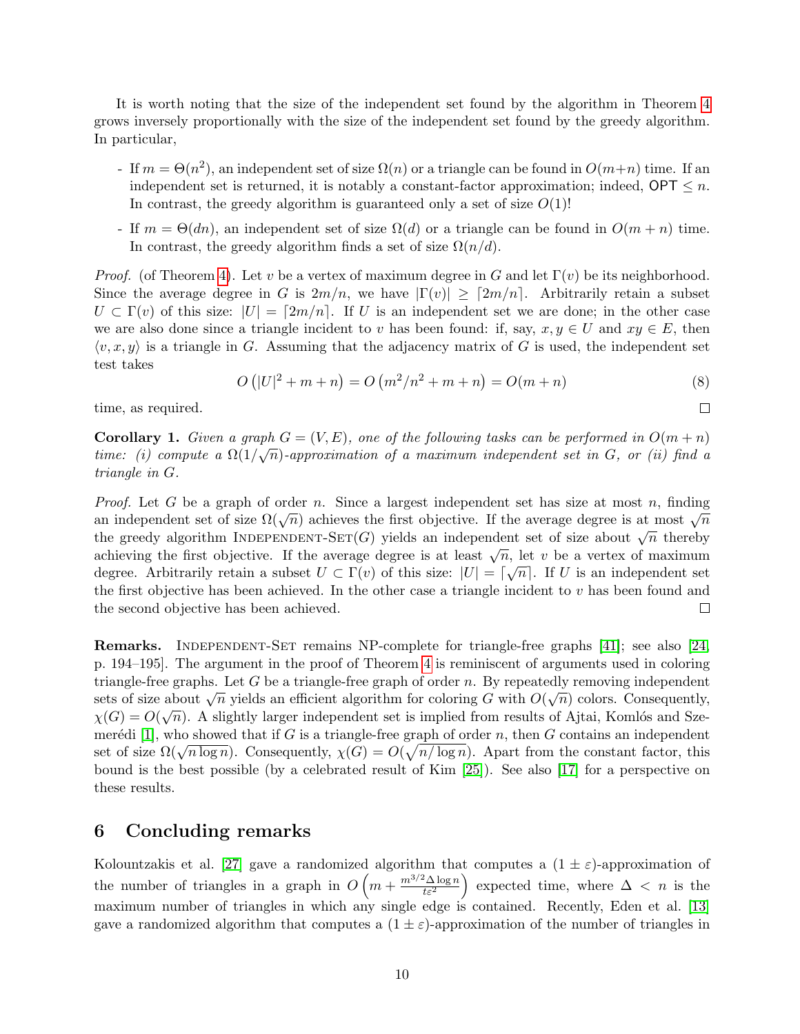It is worth noting that the size of the independent set found by the algorithm in Theorem 4 grows inversely proportionally with the size of the independent set found by the greedy algorithm. In particular,

- If $m = \Theta(n^2)$, an independent set of size $\Omega(n)$ or a triangle can be found in $O(m+n)$ time. If an independent set is returned, it is notably a constant-factor approximation; indeed, $\mathsf{OPT} \leq n$. In contrast, the greedy algorithm is guaranteed only a set of size $O(1)$!
- If $m = \Theta(dn)$, an independent set of size $\Omega(d)$ or a triangle can be found in $O(m + n)$ time. In contrast, the greedy algorithm finds a set of size $\Omega(n/d)$.

*Proof.* (of Theorem 4). Let $v$ be a vertex of maximum degree in $G$ and let $\Gamma(v)$ be its neighborhood. Since the average degree in $G$ is $2m/n$, we have $|\Gamma(v)| \geq \lceil 2m/n \rceil$. Arbitrarily retain a subset $U \subset \Gamma(v)$ of this size: $|U| = \lceil 2m/n \rceil$. If $U$ is an independent set we are done; in the other case we are also done since a triangle incident to $v$ has been found: if, say, $x, y \in U$ and $xy \in E$, then $\langle v, x, y \rangle$ is a triangle in $G$. Assuming that the adjacency matrix of $G$ is used, the independent set test takes

$$O\left(|U|^2 + m + n\right) = O\left(m^2/n^2 + m + n\right) = O(m + n) \tag{8}$$

time, as required. □

**Corollary 1.** *Given a graph $G = (V, E)$, one of the following tasks can be performed in $O(m + n)$ time: (i) compute a $\Omega(1/\sqrt{n})$-approximation of a maximum independent set in $G$, or (ii) find a triangle in $G$.*

*Proof.* Let $G$ be a graph of order $n$. Since a largest independent set has size at most $n$, finding an independent set of size $\Omega(\sqrt{n})$ achieves the first objective. If the average degree is at most $\sqrt{n}$ the greedy algorithm Independent-Set($G$) yields an independent set of size about $\sqrt{n}$ thereby achieving the first objective. If the average degree is at least $\sqrt{n}$, let $v$ be a vertex of maximum degree. Arbitrarily retain a subset $U \subset \Gamma(v)$ of this size: $|U| = \lceil \sqrt{n} \rceil$. If $U$ is an independent set the first objective has been achieved. In the other case a triangle incident to $v$ has been found and the second objective has been achieved. □

**Remarks.** Independent-Set remains NP-complete for triangle-free graphs [41]; see also [24, p. 194–195]. The argument in the proof of Theorem 4 is reminiscent of arguments used in coloring triangle-free graphs. Let $G$ be a triangle-free graph of order $n$. By repeatedly removing independent sets of size about $\sqrt{n}$ yields an efficient algorithm for coloring $G$ with $O(\sqrt{n})$ colors. Consequently, $\chi(G) = O(\sqrt{n})$. A slightly larger independent set is implied from results of Ajtai, Komlós and Szemerédi [1], who showed that if $G$ is a triangle-free graph of order $n$, then $G$ contains an independent set of size $\Omega(\sqrt{n \log n})$. Consequently, $\chi(G) = O(\sqrt{n/\log n})$. Apart from the constant factor, this bound is the best possible (by a celebrated result of Kim [25]). See also [17] for a perspective on these results.

## 6 Concluding remarks

Kolountzakis et al. [27] gave a randomized algorithm that computes a $(1 \pm \varepsilon)$-approximation of the number of triangles in a graph in $O\left(m + \frac{m^{3/2} \Delta \log n}{t \varepsilon^2}\right)$ expected time, where $\Delta < n$ is the maximum number of triangles in which any single edge is contained. Recently, Eden et al. [13] gave a randomized algorithm that computes a $(1 \pm \varepsilon)$-approximation of the number of triangles in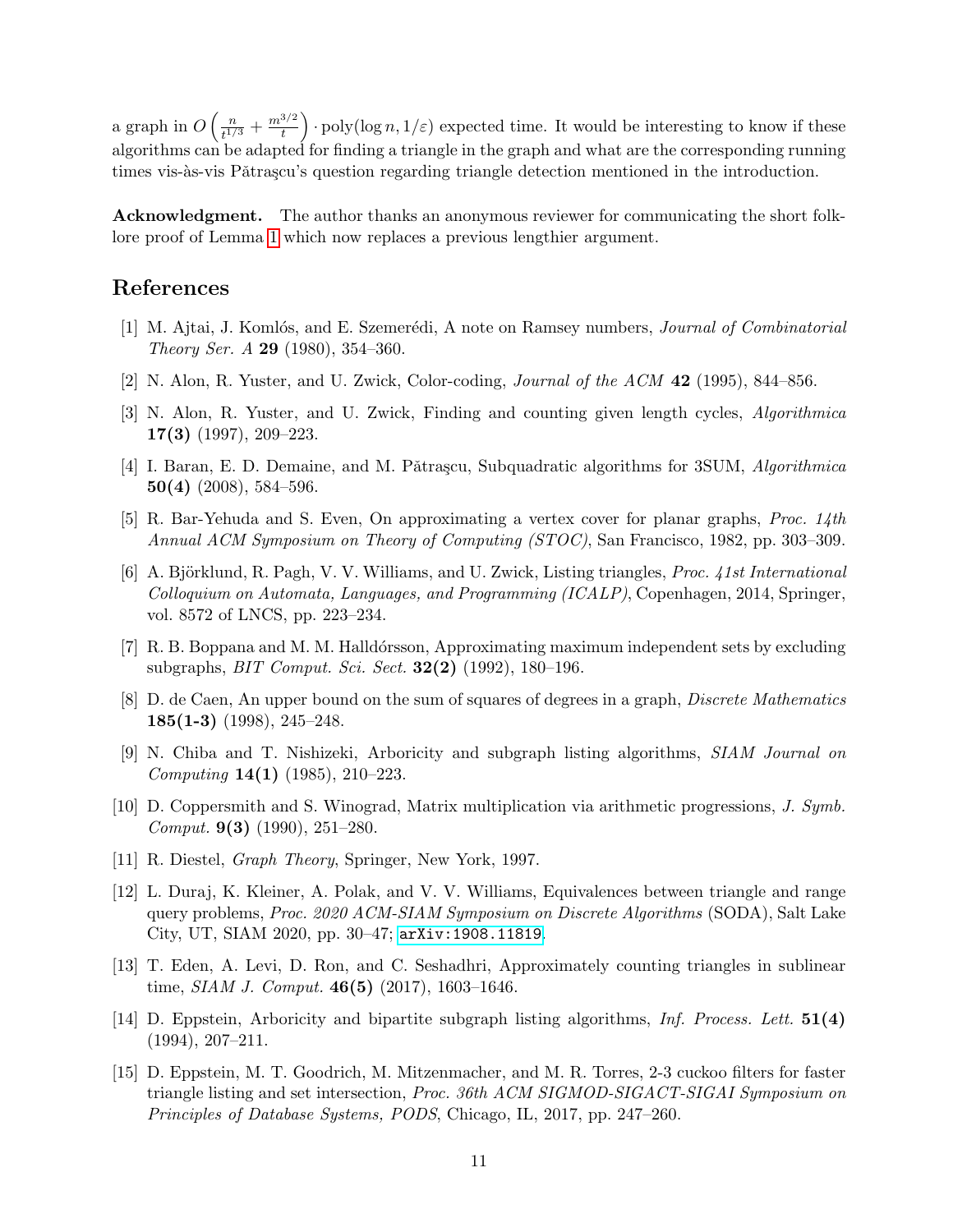a graph in $O\left(\frac{n}{t^{1/3}} + \frac{m^{3/2}}{t}\right) \cdot \mathrm{poly}(\log n, 1/\varepsilon)$ expected time. It would be interesting to know if these algorithms can be adapted for finding a triangle in the graph and what are the corresponding running times vis-às-vis Pătraşcu's question regarding triangle detection mentioned in the introduction.

**Acknowledgment.** The author thanks an anonymous reviewer for communicating the short folklore proof of Lemma 1 which now replaces a previous lengthier argument.

## References

[1] M. Ajtai, J. Komlós, and E. Szemerédi, A note on Ramsey numbers, *Journal of Combinatorial Theory Ser. A* **29** (1980), 354–360.

[2] N. Alon, R. Yuster, and U. Zwick, Color-coding, *Journal of the ACM* **42** (1995), 844–856.

[3] N. Alon, R. Yuster, and U. Zwick, Finding and counting given length cycles, *Algorithmica* **17(3)** (1997), 209–223.

[4] I. Baran, E. D. Demaine, and M. Pătraşcu, Subquadratic algorithms for 3SUM, *Algorithmica* **50(4)** (2008), 584–596.

[5] R. Bar-Yehuda and S. Even, On approximating a vertex cover for planar graphs, *Proc. 14th Annual ACM Symposium on Theory of Computing (STOC)*, San Francisco, 1982, pp. 303–309.

[6] A. Björklund, R. Pagh, V. V. Williams, and U. Zwick, Listing triangles, *Proc. 41st International Colloquium on Automata, Languages, and Programming (ICALP)*, Copenhagen, 2014, Springer, vol. 8572 of LNCS, pp. 223–234.

[7] R. B. Boppana and M. M. Halldórsson, Approximating maximum independent sets by excluding subgraphs, *BIT Comput. Sci. Sect.* **32(2)** (1992), 180–196.

[8] D. de Caen, An upper bound on the sum of squares of degrees in a graph, *Discrete Mathematics* **185(1-3)** (1998), 245–248.

[9] N. Chiba and T. Nishizeki, Arboricity and subgraph listing algorithms, *SIAM Journal on Computing* **14(1)** (1985), 210–223.

[10] D. Coppersmith and S. Winograd, Matrix multiplication via arithmetic progressions, *J. Symb. Comput.* **9(3)** (1990), 251–280.

[11] R. Diestel, *Graph Theory*, Springer, New York, 1997.

[12] L. Duraj, K. Kleiner, A. Polak, and V. V. Williams, Equivalences between triangle and range query problems, *Proc. 2020 ACM-SIAM Symposium on Discrete Algorithms* (SODA), Salt Lake City, UT, SIAM 2020, pp. 30–47; arXiv:1908.11819.

[13] T. Eden, A. Levi, D. Ron, and C. Seshadhri, Approximately counting triangles in sublinear time, *SIAM J. Comput.* **46(5)** (2017), 1603–1646.

[14] D. Eppstein, Arboricity and bipartite subgraph listing algorithms, *Inf. Process. Lett.* **51(4)** (1994), 207–211.

[15] D. Eppstein, M. T. Goodrich, M. Mitzenmacher, and M. R. Torres, 2-3 cuckoo filters for faster triangle listing and set intersection, *Proc. 36th ACM SIGMOD-SIGACT-SIGAI Symposium on Principles of Database Systems, PODS*, Chicago, IL, 2017, pp. 247–260.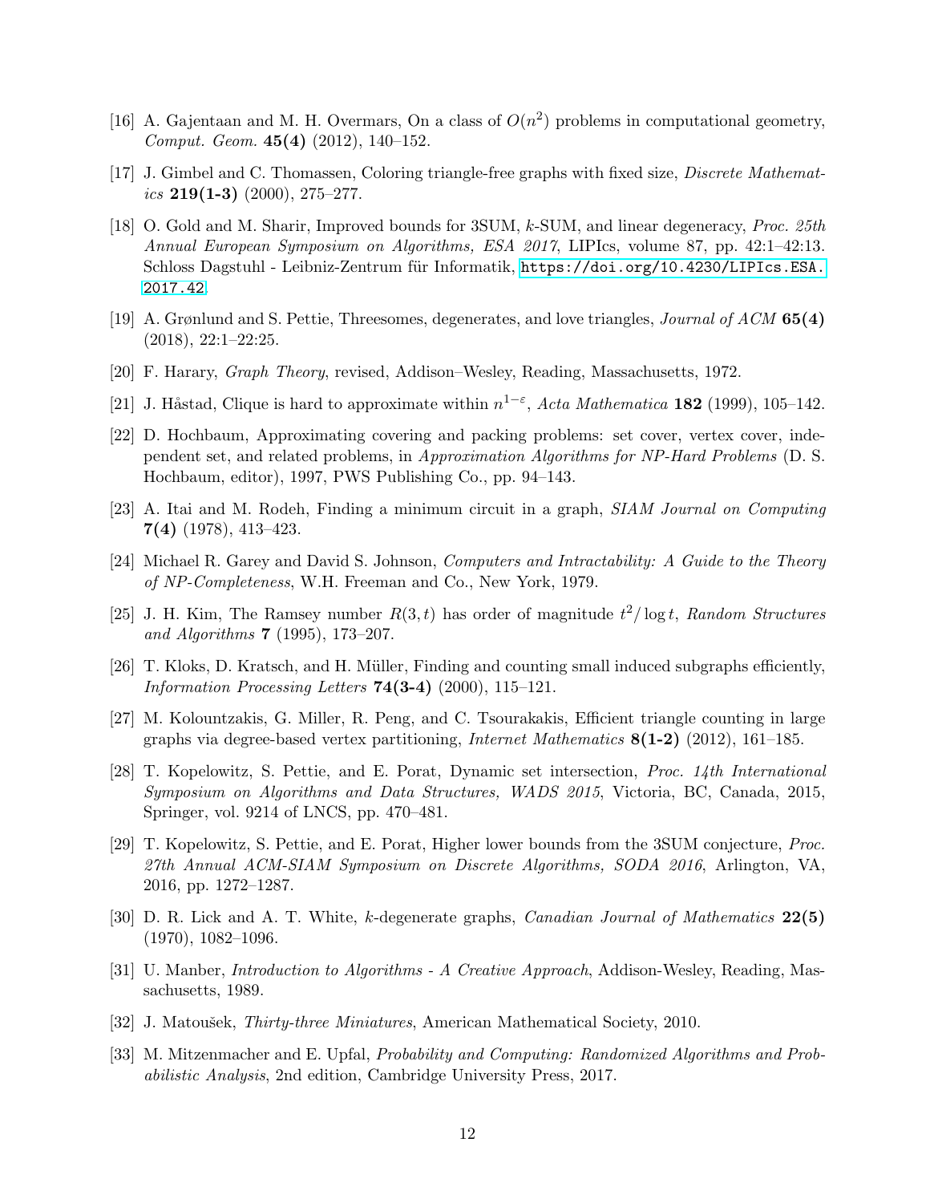[16] A. Gajentaan and M. H. Overmars, On a class of $O(n^2)$ problems in computational geometry, *Comput. Geom.* **45(4)** (2012), 140–152.

[17] J. Gimbel and C. Thomassen, Coloring triangle-free graphs with fixed size, *Discrete Mathematics* **219(1-3)** (2000), 275–277.

[18] O. Gold and M. Sharir, Improved bounds for 3SUM, $k$-SUM, and linear degeneracy, *Proc. 25th Annual European Symposium on Algorithms, ESA 2017*, LIPIcs, volume 87, pp. 42:1–42:13. Schloss Dagstuhl - Leibniz-Zentrum für Informatik, https://doi.org/10.4230/LIPIcs.ESA.2017.42.

[19] A. Grønlund and S. Pettie, Threesomes, degenerates, and love triangles, *Journal of ACM* **65(4)** (2018), 22:1–22:25.

[20] F. Harary, *Graph Theory*, revised, Addison–Wesley, Reading, Massachusetts, 1972.

[21] J. Håstad, Clique is hard to approximate within $n^{1-\varepsilon}$, *Acta Mathematica* **182** (1999), 105–142.

[22] D. Hochbaum, Approximating covering and packing problems: set cover, vertex cover, independent set, and related problems, in *Approximation Algorithms for NP-Hard Problems* (D. S. Hochbaum, editor), 1997, PWS Publishing Co., pp. 94–143.

[23] A. Itai and M. Rodeh, Finding a minimum circuit in a graph, *SIAM Journal on Computing* **7(4)** (1978), 413–423.

[24] Michael R. Garey and David S. Johnson, *Computers and Intractability: A Guide to the Theory of NP-Completeness*, W.H. Freeman and Co., New York, 1979.

[25] J. H. Kim, The Ramsey number $R(3,t)$ has order of magnitude $t^2/\log t$, *Random Structures and Algorithms* **7** (1995), 173–207.

[26] T. Kloks, D. Kratsch, and H. Müller, Finding and counting small induced subgraphs efficiently, *Information Processing Letters* **74(3-4)** (2000), 115–121.

[27] M. Kolountzakis, G. Miller, R. Peng, and C. Tsourakakis, Efficient triangle counting in large graphs via degree-based vertex partitioning, *Internet Mathematics* **8(1-2)** (2012), 161–185.

[28] T. Kopelowitz, S. Pettie, and E. Porat, Dynamic set intersection, *Proc. 14th International Symposium on Algorithms and Data Structures, WADS 2015*, Victoria, BC, Canada, 2015, Springer, vol. 9214 of LNCS, pp. 470–481.

[29] T. Kopelowitz, S. Pettie, and E. Porat, Higher lower bounds from the 3SUM conjecture, *Proc. 27th Annual ACM-SIAM Symposium on Discrete Algorithms, SODA 2016*, Arlington, VA, 2016, pp. 1272–1287.

[30] D. R. Lick and A. T. White, $k$-degenerate graphs, *Canadian Journal of Mathematics* **22(5)** (1970), 1082–1096.

[31] U. Manber, *Introduction to Algorithms - A Creative Approach*, Addison-Wesley, Reading, Massachusetts, 1989.

[32] J. Matoušek, *Thirty-three Miniatures*, American Mathematical Society, 2010.

[33] M. Mitzenmacher and E. Upfal, *Probability and Computing: Randomized Algorithms and Probabilistic Analysis*, 2nd edition, Cambridge University Press, 2017.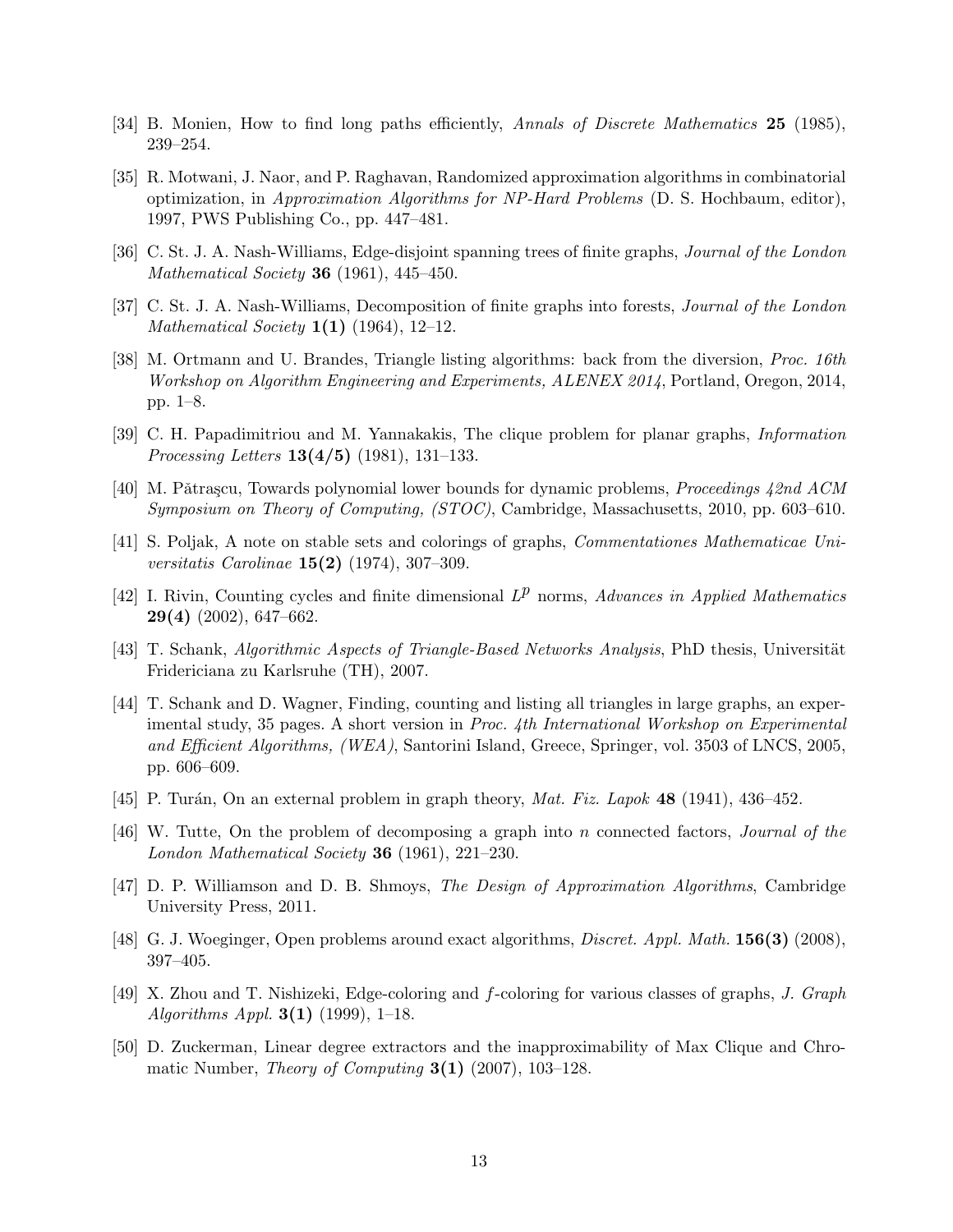[34] B. Monien, How to find long paths efficiently, *Annals of Discrete Mathematics* **25** (1985), 239–254.

[35] R. Motwani, J. Naor, and P. Raghavan, Randomized approximation algorithms in combinatorial optimization, in *Approximation Algorithms for NP-Hard Problems* (D. S. Hochbaum, editor), 1997, PWS Publishing Co., pp. 447–481.

[36] C. St. J. A. Nash-Williams, Edge-disjoint spanning trees of finite graphs, *Journal of the London Mathematical Society* **36** (1961), 445–450.

[37] C. St. J. A. Nash-Williams, Decomposition of finite graphs into forests, *Journal of the London Mathematical Society* **1(1)** (1964), 12–12.

[38] M. Ortmann and U. Brandes, Triangle listing algorithms: back from the diversion, *Proc. 16th Workshop on Algorithm Engineering and Experiments, ALENEX 2014*, Portland, Oregon, 2014, pp. 1–8.

[39] C. H. Papadimitriou and M. Yannakakis, The clique problem for planar graphs, *Information Processing Letters* **13(4/5)** (1981), 131–133.

[40] M. Pătraşcu, Towards polynomial lower bounds for dynamic problems, *Proceedings 42nd ACM Symposium on Theory of Computing, (STOC)*, Cambridge, Massachusetts, 2010, pp. 603–610.

[41] S. Poljak, A note on stable sets and colorings of graphs, *Commentationes Mathematicae Universitatis Carolinae* **15(2)** (1974), 307–309.

[42] I. Rivin, Counting cycles and finite dimensional $L^p$ norms, *Advances in Applied Mathematics* **29(4)** (2002), 647–662.

[43] T. Schank, *Algorithmic Aspects of Triangle-Based Networks Analysis*, PhD thesis, Universität Fridericiana zu Karlsruhe (TH), 2007.

[44] T. Schank and D. Wagner, Finding, counting and listing all triangles in large graphs, an experimental study, 35 pages. A short version in *Proc. 4th International Workshop on Experimental and Efficient Algorithms, (WEA)*, Santorini Island, Greece, Springer, vol. 3503 of LNCS, 2005, pp. 606–609.

[45] P. Turán, On an external problem in graph theory, *Mat. Fiz. Lapok* **48** (1941), 436–452.

[46] W. Tutte, On the problem of decomposing a graph into $n$ connected factors, *Journal of the London Mathematical Society* **36** (1961), 221–230.

[47] D. P. Williamson and D. B. Shmoys, *The Design of Approximation Algorithms*, Cambridge University Press, 2011.

[48] G. J. Woeginger, Open problems around exact algorithms, *Discret. Appl. Math.* **156(3)** (2008), 397–405.

[49] X. Zhou and T. Nishizeki, Edge-coloring and $f$-coloring for various classes of graphs, *J. Graph Algorithms Appl.* **3(1)** (1999), 1–18.

[50] D. Zuckerman, Linear degree extractors and the inapproximability of Max Clique and Chromatic Number, *Theory of Computing* **3(1)** (2007), 103–128.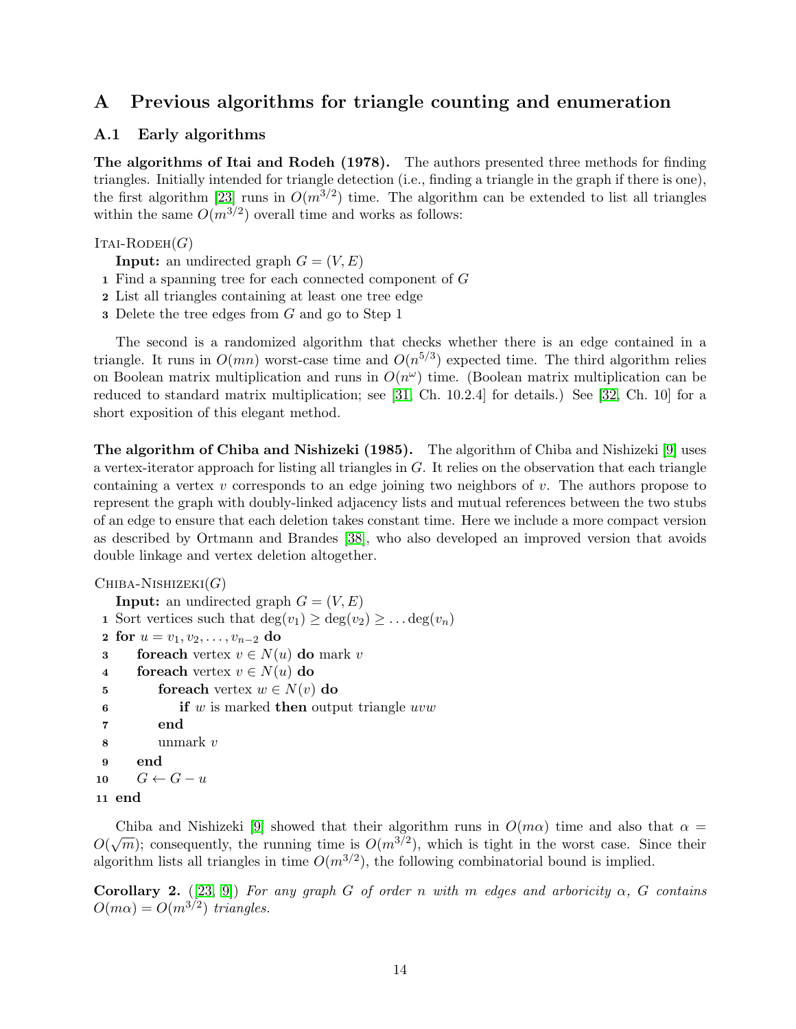# A Previous algorithms for triangle counting and enumeration

## A.1 Early algorithms

**The algorithms of Itai and Rodeh (1978).** The authors presented three methods for finding triangles. Initially intended for triangle detection (i.e., finding a triangle in the graph if there is one), the first algorithm [23] runs in $O(m^{3/2})$ time. The algorithm can be extended to list all triangles within the same $O(m^{3/2})$ overall time and works as follows:

```
ITAI-RODEH(G)
  Input: an undirected graph G = (V, E)
1 Find a spanning tree for each connected component of G
2 List all triangles containing at least one tree edge
3 Delete the tree edges from G and go to Step 1
```

The second is a randomized algorithm that checks whether there is an edge contained in a triangle. It runs in $O(mn)$ worst-case time and $O(n^{5/3})$ expected time. The third algorithm relies on Boolean matrix multiplication and runs in $O(n^{\omega})$ time. (Boolean matrix multiplication can be reduced to standard matrix multiplication; see [31, Ch. 10.2.4] for details.) See [32, Ch. 10] for a short exposition of this elegant method.

**The algorithm of Chiba and Nishizeki (1985).** The algorithm of Chiba and Nishizeki [9] uses a vertex-iterator approach for listing all triangles in $G$. It relies on the observation that each triangle containing a vertex $v$ corresponds to an edge joining two neighbors of $v$. The authors propose to represent the graph with doubly-linked adjacency lists and mutual references between the two stubs of an edge to ensure that each deletion takes constant time. Here we include a more compact version as described by Ortmann and Brandes [38], who also developed an improved version that avoids double linkage and vertex deletion altogether.

```
CHIBA-NISHIZEKI(G)
   Input: an undirected graph G = (V, E)
 1 Sort vertices such that deg(v_1) ≥ deg(v_2) ≥ ... deg(v_n)
 2 for u = v_1, v_2, ..., v_{n-2} do
 3     foreach vertex v ∈ N(u) do mark v
 4     foreach vertex v ∈ N(u) do
 5         foreach vertex w ∈ N(v) do
 6             if w is marked then output triangle uvw
 7         end
 8         unmark v
 9     end
10     G ← G − u
11 end
```

Chiba and Nishizeki [9] showed that their algorithm runs in $O(m\alpha)$ time and also that $\alpha = O(\sqrt{m})$; consequently, the running time is $O(m^{3/2})$, which is tight in the worst case. Since their algorithm lists all triangles in time $O(m^{3/2})$, the following combinatorial bound is implied.

**Corollary 2.** ([23, 9]) *For any graph $G$ of order $n$ with $m$ edges and arboricity $\alpha$, $G$ contains $O(m\alpha) = O(m^{3/2})$ triangles.*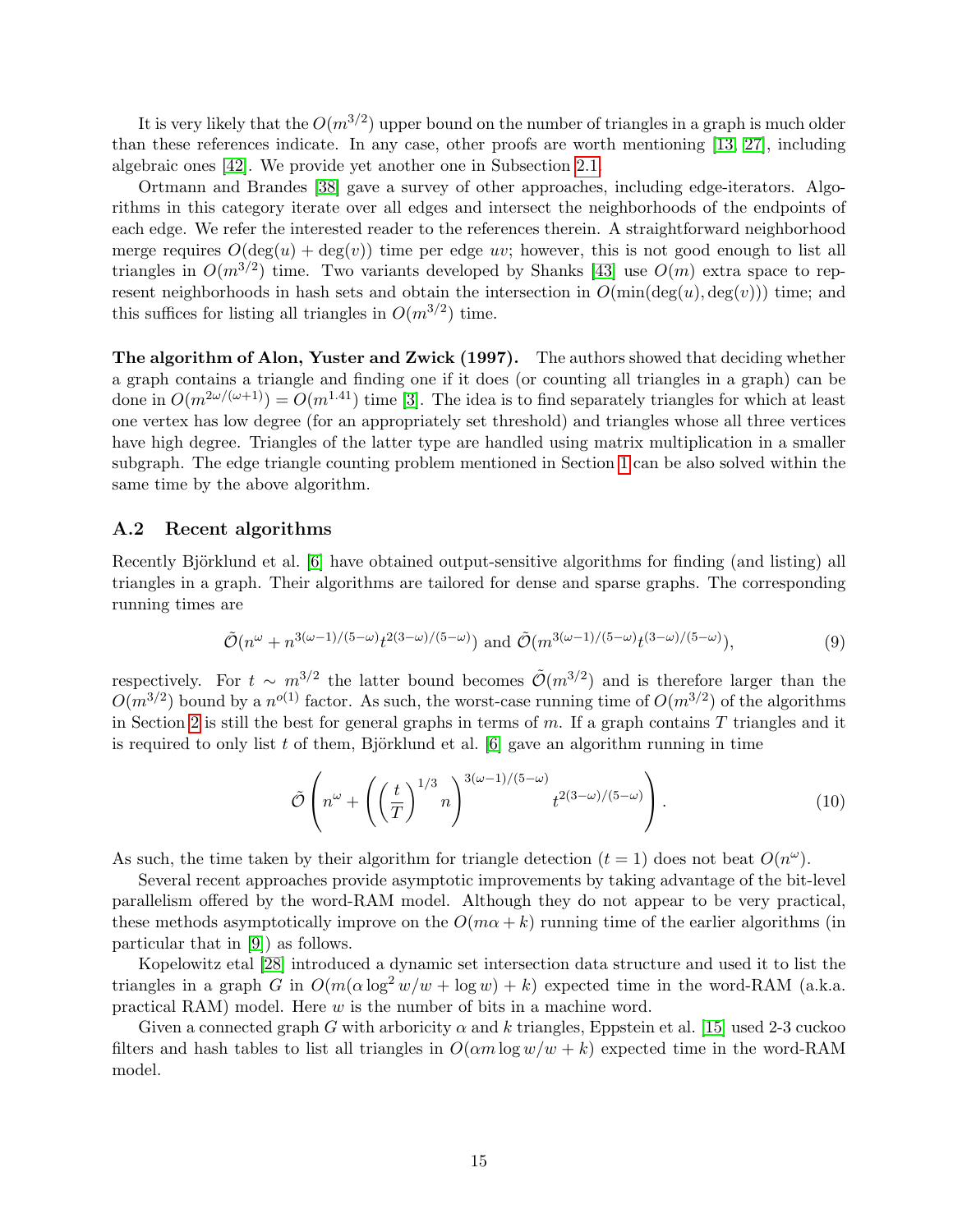It is very likely that the $O(m^{3/2})$ upper bound on the number of triangles in a graph is much older than these references indicate. In any case, other proofs are worth mentioning [13, 27], including algebraic ones [42]. We provide yet another one in Subsection 2.1.

Ortmann and Brandes [38] gave a survey of other approaches, including edge-iterators. Algorithms in this category iterate over all edges and intersect the neighborhoods of the endpoints of each edge. We refer the interested reader to the references therein. A straightforward neighborhood merge requires $O(\deg(u) + \deg(v))$ time per edge $uv$; however, this is not good enough to list all triangles in $O(m^{3/2})$ time. Two variants developed by Shanks [43] use $O(m)$ extra space to represent neighborhoods in hash sets and obtain the intersection in $O(\min(\deg(u), \deg(v)))$ time; and this suffices for listing all triangles in $O(m^{3/2})$ time.

**The algorithm of Alon, Yuster and Zwick (1997).** The authors showed that deciding whether a graph contains a triangle and finding one if it does (or counting all triangles in a graph) can be done in $O(m^{2\omega/(\omega+1)}) = O(m^{1.41})$ time [3]. The idea is to find separately triangles for which at least one vertex has low degree (for an appropriately set threshold) and triangles whose all three vertices have high degree. Triangles of the latter type are handled using matrix multiplication in a smaller subgraph. The edge triangle counting problem mentioned in Section 1 can be also solved within the same time by the above algorithm.

### A.2 Recent algorithms

Recently Björklund et al. [6] have obtained output-sensitive algorithms for finding (and listing) all triangles in a graph. Their algorithms are tailored for dense and sparse graphs. The corresponding running times are

$$\tilde{\mathcal{O}}(n^{\omega} + n^{3(\omega-1)/(5-\omega)} t^{2(3-\omega)/(5-\omega)}) \text{ and } \tilde{\mathcal{O}}(m^{3(\omega-1)/(5-\omega)} t^{(3-\omega)/(5-\omega)}), \tag{9}$$

respectively. For $t \sim m^{3/2}$ the latter bound becomes $\tilde{\mathcal{O}}(m^{3/2})$ and is therefore larger than the $O(m^{3/2})$ bound by a $n^{o(1)}$ factor. As such, the worst-case running time of $O(m^{3/2})$ of the algorithms in Section 2 is still the best for general graphs in terms of $m$. If a graph contains $T$ triangles and it is required to only list $t$ of them, Björklund et al. [6] gave an algorithm running in time

$$\tilde{\mathcal{O}}\left(n^{\omega} + \left(\left(\frac{t}{T}\right)^{1/3} n\right)^{3(\omega-1)/(5-\omega)} t^{2(3-\omega)/(5-\omega)}\right). \tag{10}$$

As such, the time taken by their algorithm for triangle detection ($t = 1$) does not beat $O(n^{\omega})$.

Several recent approaches provide asymptotic improvements by taking advantage of the bit-level parallelism offered by the word-RAM model. Although they do not appear to be very practical, these methods asymptotically improve on the $O(m\alpha + k)$ running time of the earlier algorithms (in particular that in [9]) as follows.

Kopelowitz etal [28] introduced a dynamic set intersection data structure and used it to list the triangles in a graph $G$ in $O(m(\alpha \log^2 w/w + \log w) + k)$ expected time in the word-RAM (a.k.a. practical RAM) model. Here $w$ is the number of bits in a machine word.

Given a connected graph $G$ with arboricity $\alpha$ and $k$ triangles, Eppstein et al. [15] used 2-3 cuckoo filters and hash tables to list all triangles in $O(\alpha m \log w/w + k)$ expected time in the word-RAM model.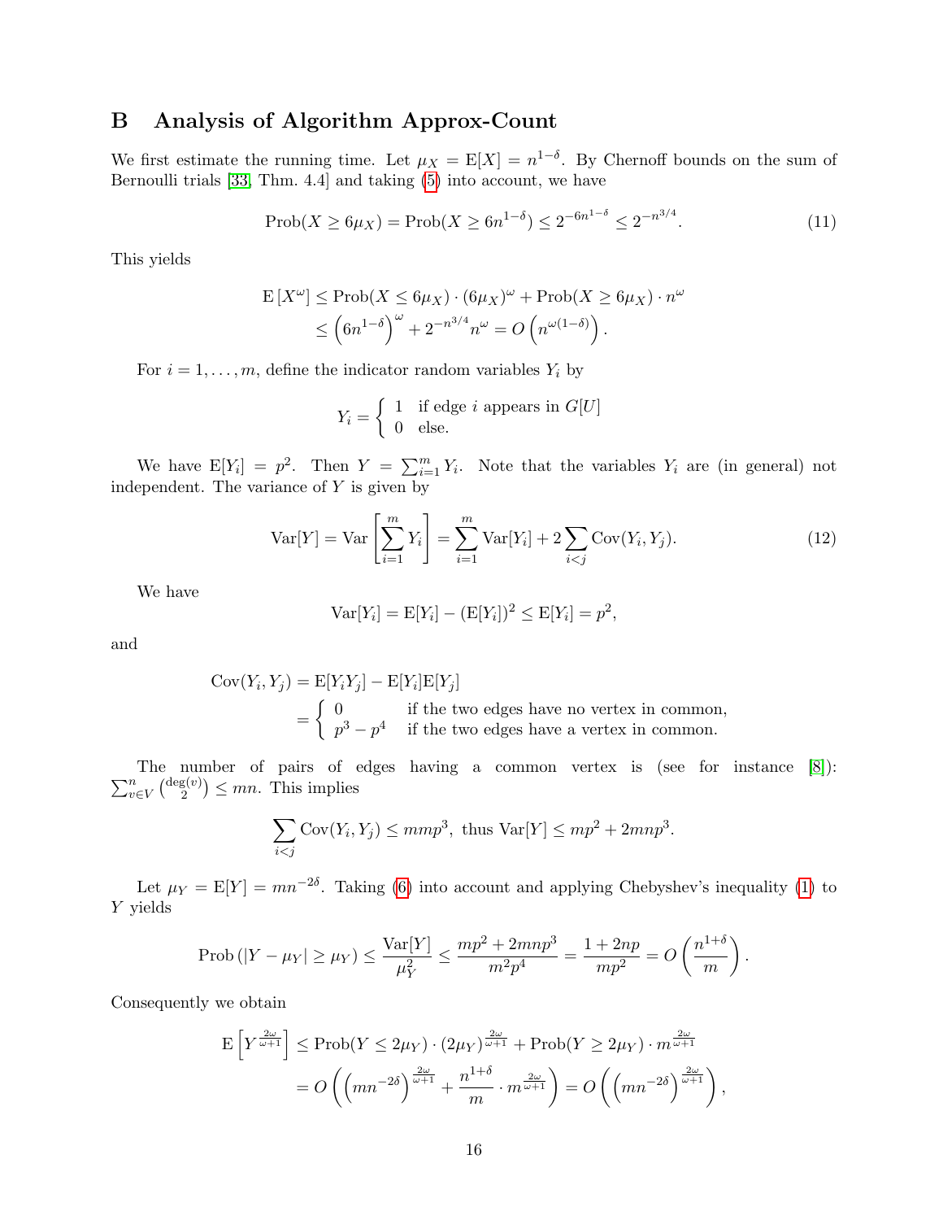# B Analysis of Algorithm Approx-Count

We first estimate the running time. Let $\mu_X = \mathrm{E}[X] = n^{1-\delta}$. By Chernoff bounds on the sum of Bernoulli trials [33, Thm. 4.4] and taking (5) into account, we have

$$\mathrm{Prob}(X \geq 6\mu_X) = \mathrm{Prob}(X \geq 6n^{1-\delta}) \leq 2^{-6n^{1-\delta}} \leq 2^{-n^{3/4}}. \tag{11}$$

This yields

$$\begin{aligned}
\mathrm{E}\left[X^{\omega}\right] &\leq \mathrm{Prob}(X \leq 6\mu_X) \cdot (6\mu_X)^{\omega} + \mathrm{Prob}(X \geq 6\mu_X) \cdot n^{\omega} \\
&\leq \left(6n^{1-\delta}\right)^{\omega} + 2^{-n^{3/4}} n^{\omega} = O\left(n^{\omega(1-\delta)}\right).
\end{aligned}$$

For $i = 1, \ldots, m$, define the indicator random variables $Y_i$ by

$$Y_i = \begin{cases} 1 & \text{if edge } i \text{ appears in } G[U] \\ 0 & \text{else.} \end{cases}$$

We have $\mathrm{E}[Y_i] = p^2$. Then $Y = \sum_{i=1}^{m} Y_i$. Note that the variables $Y_i$ are (in general) not independent. The variance of $Y$ is given by

$$\mathrm{Var}[Y] = \mathrm{Var}\left[\sum_{i=1}^{m} Y_i\right] = \sum_{i=1}^{m} \mathrm{Var}[Y_i] + 2\sum_{i<j} \mathrm{Cov}(Y_i, Y_j). \tag{12}$$

We have

$$\mathrm{Var}[Y_i] = \mathrm{E}[Y_i] - (\mathrm{E}[Y_i])^2 \leq \mathrm{E}[Y_i] = p^2,$$

and

$$\begin{aligned}
\mathrm{Cov}(Y_i, Y_j) &= \mathrm{E}[Y_i Y_j] - \mathrm{E}[Y_i]\mathrm{E}[Y_j] \\
&= \begin{cases} 0 & \text{if the two edges have no vertex in common,} \\ p^3 - p^4 & \text{if the two edges have a vertex in common.} \end{cases}
\end{aligned}$$

The number of pairs of edges having a common vertex is (see for instance [8]): $\sum_{v \in V}^{n} \binom{\deg(v)}{2} \leq mn$. This implies

$$\sum_{i<j} \mathrm{Cov}(Y_i, Y_j) \leq mnp^3, \text{ thus } \mathrm{Var}[Y] \leq mp^2 + 2mnp^3.$$

Let $\mu_Y = \mathrm{E}[Y] = mn^{-2\delta}$. Taking (6) into account and applying Chebyshev's inequality (1) to $Y$ yields

$$\mathrm{Prob}\left(|Y - \mu_Y| \geq \mu_Y\right) \leq \frac{\mathrm{Var}[Y]}{\mu_Y^2} \leq \frac{mp^2 + 2mnp^3}{m^2p^4} = \frac{1 + 2np}{mp^2} = O\left(\frac{n^{1+\delta}}{m}\right).$$

Consequently we obtain

$$\begin{aligned}
\mathrm{E}\left[Y^{\frac{2\omega}{\omega+1}}\right] &\leq \mathrm{Prob}(Y \leq 2\mu_Y) \cdot (2\mu_Y)^{\frac{2\omega}{\omega+1}} + \mathrm{Prob}(Y \geq 2\mu_Y) \cdot m^{\frac{2\omega}{\omega+1}} \\
&= O\left(\left(mn^{-2\delta}\right)^{\frac{2\omega}{\omega+1}} + \frac{n^{1+\delta}}{m} \cdot m^{\frac{2\omega}{\omega+1}}\right) = O\left(\left(mn^{-2\delta}\right)^{\frac{2\omega}{\omega+1}}\right),
\end{aligned}$$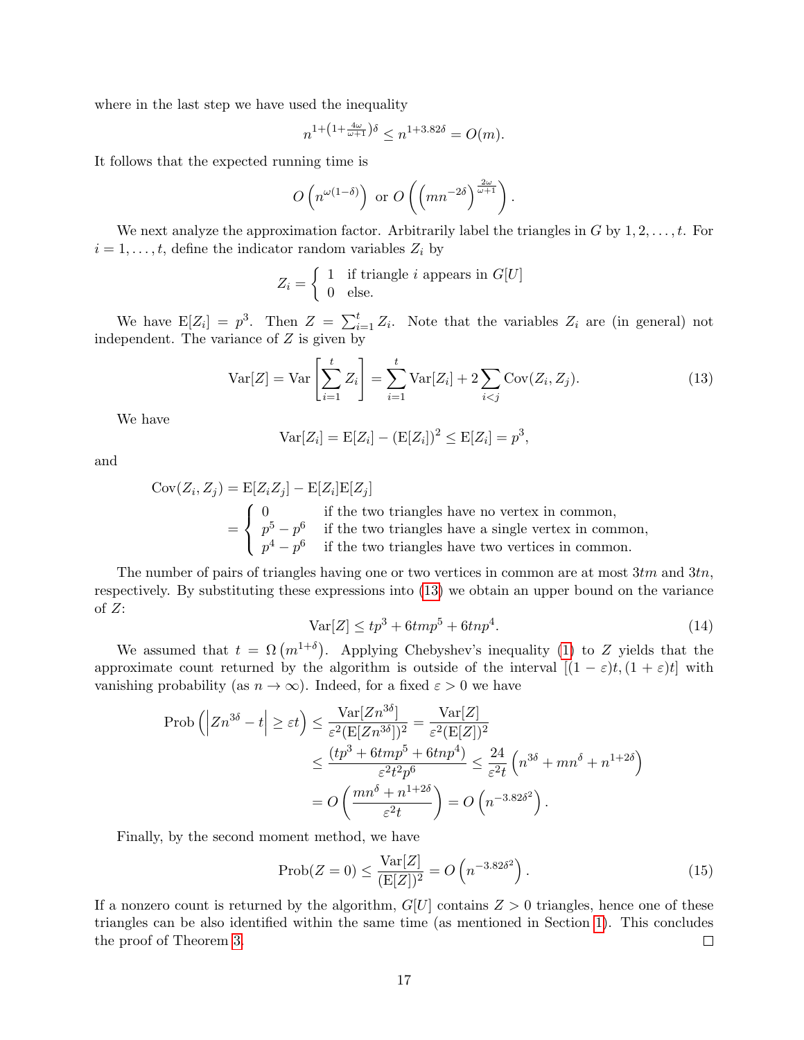where in the last step we have used the inequality

$$n^{1+\left(1+\frac{4\omega}{\omega+1}\right)\delta} \leq n^{1+3.82\delta} = O(m).$$

It follows that the expected running time is

$$O\left(n^{\omega(1-\delta)}\right) \text{ or } O\left(\left(mn^{-2\delta}\right)^{\frac{2\omega}{\omega+1}}\right).$$

We next analyze the approximation factor. Arbitrarily label the triangles in $G$ by $1, 2, \ldots, t$. For $i = 1, \ldots, t$, define the indicator random variables $Z_i$ by

$$Z_i = \begin{cases} 1 & \text{if triangle } i \text{ appears in } G[U] \\ 0 & \text{else.} \end{cases}$$

We have $\mathrm{E}[Z_i] = p^3$. Then $Z = \sum_{i=1}^{t} Z_i$. Note that the variables $Z_i$ are (in general) not independent. The variance of $Z$ is given by

$$\mathrm{Var}[Z] = \mathrm{Var}\left[\sum_{i=1}^{t} Z_i\right] = \sum_{i=1}^{t} \mathrm{Var}[Z_i] + 2\sum_{i<j} \mathrm{Cov}(Z_i, Z_j). \tag{13}$$

We have

$$\mathrm{Var}[Z_i] = \mathrm{E}[Z_i] - (\mathrm{E}[Z_i])^2 \leq \mathrm{E}[Z_i] = p^3,$$

and

$$\begin{aligned} \mathrm{Cov}(Z_i, Z_j) &= \mathrm{E}[Z_i Z_j] - \mathrm{E}[Z_i]\mathrm{E}[Z_j] \\ &= \begin{cases} 0 & \text{if the two triangles have no vertex in common,} \\ p^5 - p^6 & \text{if the two triangles have a single vertex in common,} \\ p^4 - p^6 & \text{if the two triangles have two vertices in common.} \end{cases} \end{aligned}$$

The number of pairs of triangles having one or two vertices in common are at most $3tm$ and $3tn$, respectively. By substituting these expressions into (13) we obtain an upper bound on the variance of $Z$:

$$\mathrm{Var}[Z] \leq tp^3 + 6tmp^5 + 6tnp^4. \tag{14}$$

We assumed that $t = \Omega\left(m^{1+\delta}\right)$. Applying Chebyshev's inequality (1) to $Z$ yields that the approximate count returned by the algorithm is outside of the interval $[(1-\varepsilon)t, (1+\varepsilon)t]$ with vanishing probability (as $n \to \infty$). Indeed, for a fixed $\varepsilon > 0$ we have

$$\begin{aligned} \mathrm{Prob}\left(\left|Zn^{3\delta} - t\right| \geq \varepsilon t\right) &\leq \frac{\mathrm{Var}[Zn^{3\delta}]}{\varepsilon^2(\mathrm{E}[Zn^{3\delta}])^2} = \frac{\mathrm{Var}[Z]}{\varepsilon^2(\mathrm{E}[Z])^2} \\ &\leq \frac{(tp^3 + 6tmp^5 + 6tnp^4)}{\varepsilon^2 t^2 p^6} \leq \frac{24}{\varepsilon^2 t}\left(n^{3\delta} + mn^{\delta} + n^{1+2\delta}\right) \\ &= O\left(\frac{mn^{\delta} + n^{1+2\delta}}{\varepsilon^2 t}\right) = O\left(n^{-3.82\delta^2}\right). \end{aligned}$$

Finally, by the second moment method, we have

$$\mathrm{Prob}(Z = 0) \leq \frac{\mathrm{Var}[Z]}{(\mathrm{E}[Z])^2} = O\left(n^{-3.82\delta^2}\right). \tag{15}$$

If a nonzero count is returned by the algorithm, $G[U]$ contains $Z > 0$ triangles, hence one of these triangles can be also identified within the same time (as mentioned in Section 1). This concludes the proof of Theorem 3. □